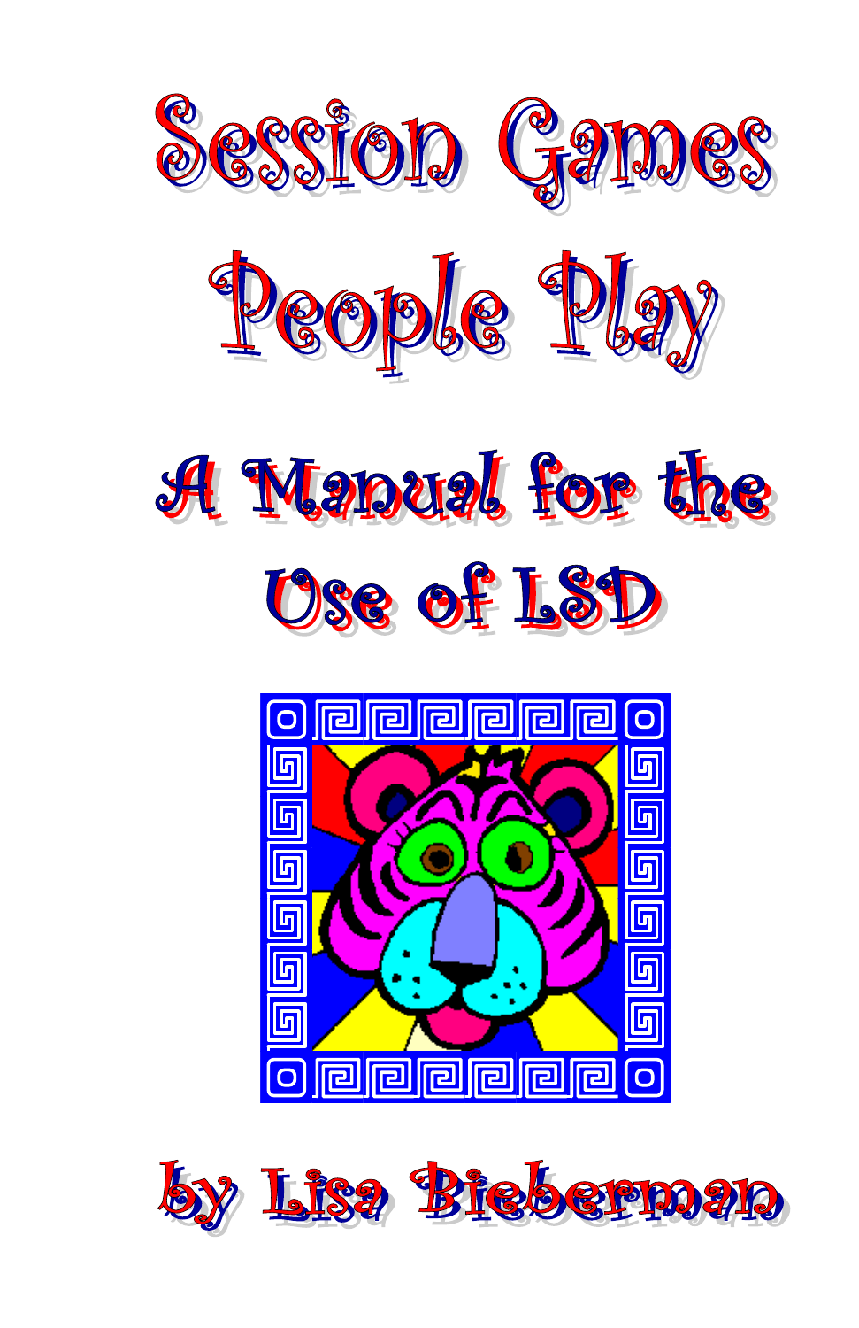# Session Games People Play

## A Manual for the Use of LSD

by Lisa Bieberman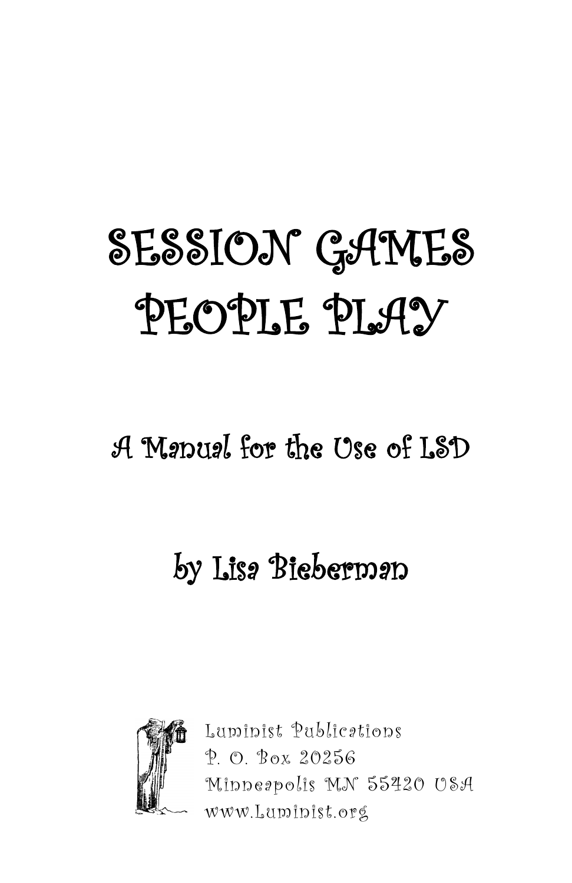# SESSION GAMES PEOPLE PLAY

## A Manual for the Use of LSD

### by Lisa Bieberman

Luminist Publications
P. O. Box 20256
Minneapolis MN 55420 USA
www.Luminist.org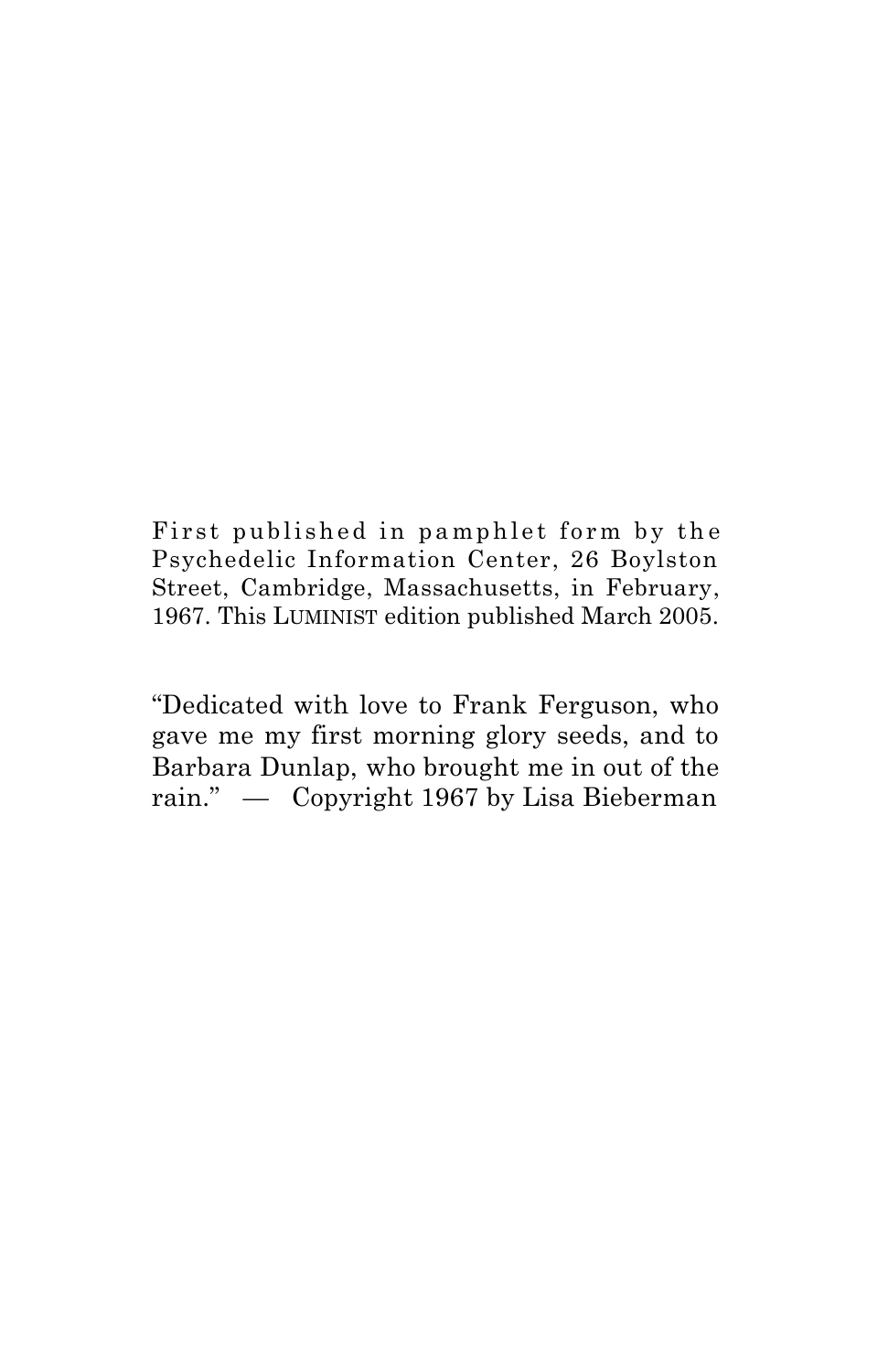First published in pamphlet form by the Psychedelic Information Center, 26 Boylston Street, Cambridge, Massachusetts, in February, 1967. This LUMINIST edition published March 2005.

"Dedicated with love to Frank Ferguson, who gave me my first morning glory seeds, and to Barbara Dunlap, who brought me in out of the rain." — Copyright 1967 by Lisa Bieberman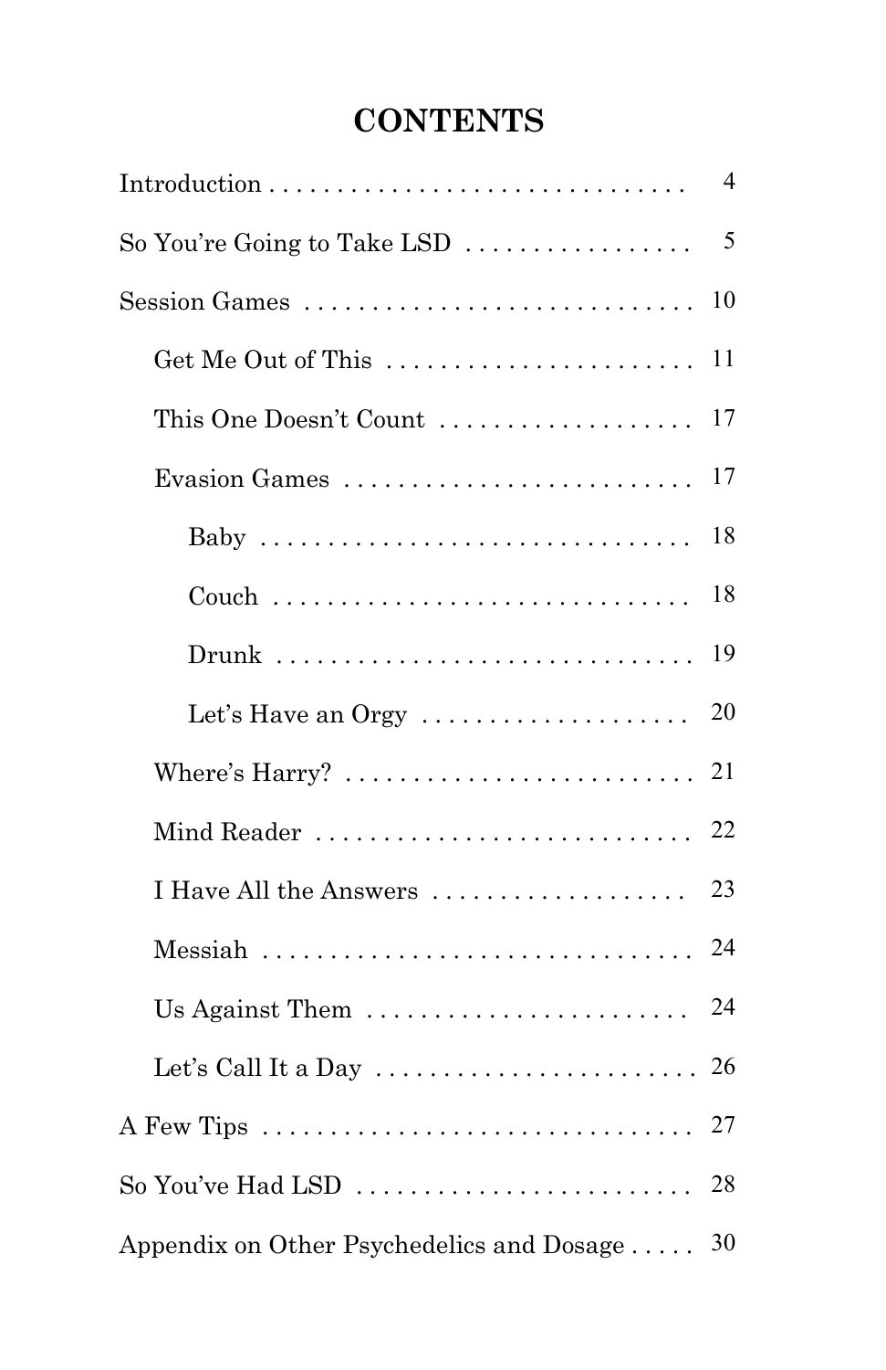# CONTENTS

- Introduction ... 4
- So You're Going to Take LSD ... 5
- Session Games ... 10
  - Get Me Out of This ... 11
  - This One Doesn't Count ... 17
  - Evasion Games ... 17
    - Baby ... 18
    - Couch ... 18
    - Drunk ... 19
    - Let's Have an Orgy ... 20
  - Where's Harry? ... 21
  - Mind Reader ... 22
  - I Have All the Answers ... 23
  - Messiah ... 24
  - Us Against Them ... 24
  - Let's Call It a Day ... 26
- A Few Tips ... 27
- So You've Had LSD ... 28
- Appendix on Other Psychedelics and Dosage ... 30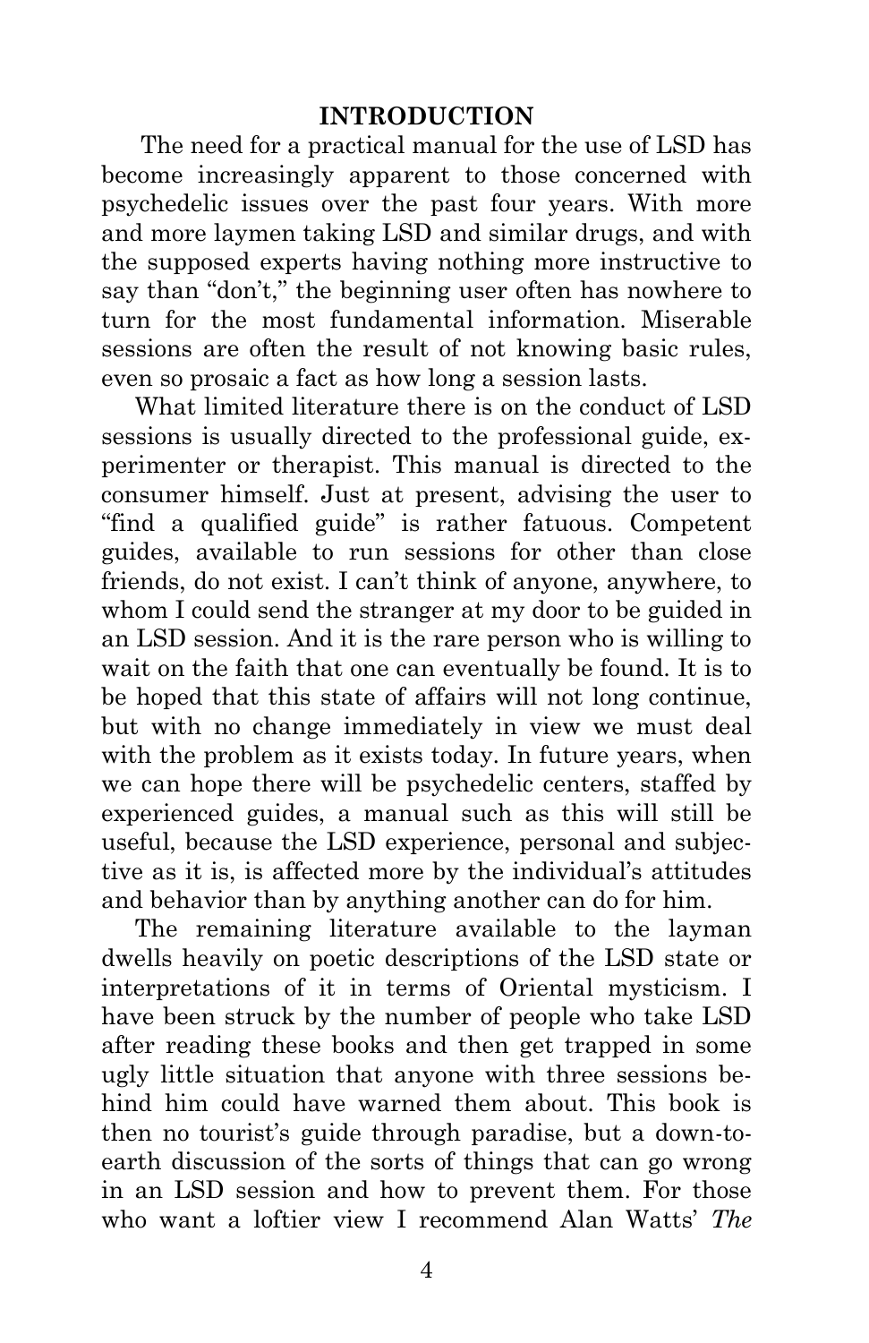## INTRODUCTION

The need for a practical manual for the use of LSD has become increasingly apparent to those concerned with psychedelic issues over the past four years. With more and more laymen taking LSD and similar drugs, and with the supposed experts having nothing more instructive to say than "don't," the beginning user often has nowhere to turn for the most fundamental information. Miserable sessions are often the result of not knowing basic rules, even so prosaic a fact as how long a session lasts.

What limited literature there is on the conduct of LSD sessions is usually directed to the professional guide, experimenter or therapist. This manual is directed to the consumer himself. Just at present, advising the user to "find a qualified guide" is rather fatuous. Competent guides, available to run sessions for other than close friends, do not exist. I can't think of anyone, anywhere, to whom I could send the stranger at my door to be guided in an LSD session. And it is the rare person who is willing to wait on the faith that one can eventually be found. It is to be hoped that this state of affairs will not long continue, but with no change immediately in view we must deal with the problem as it exists today. In future years, when we can hope there will be psychedelic centers, staffed by experienced guides, a manual such as this will still be useful, because the LSD experience, personal and subjective as it is, is affected more by the individual's attitudes and behavior than by anything another can do for him.

The remaining literature available to the layman dwells heavily on poetic descriptions of the LSD state or interpretations of it in terms of Oriental mysticism. I have been struck by the number of people who take LSD after reading these books and then get trapped in some ugly little situation that anyone with three sessions behind him could have warned them about. This book is then no tourist's guide through paradise, but a down-to-earth discussion of the sorts of things that can go wrong in an LSD session and how to prevent them. For those who want a loftier view I recommend Alan Watts' *The*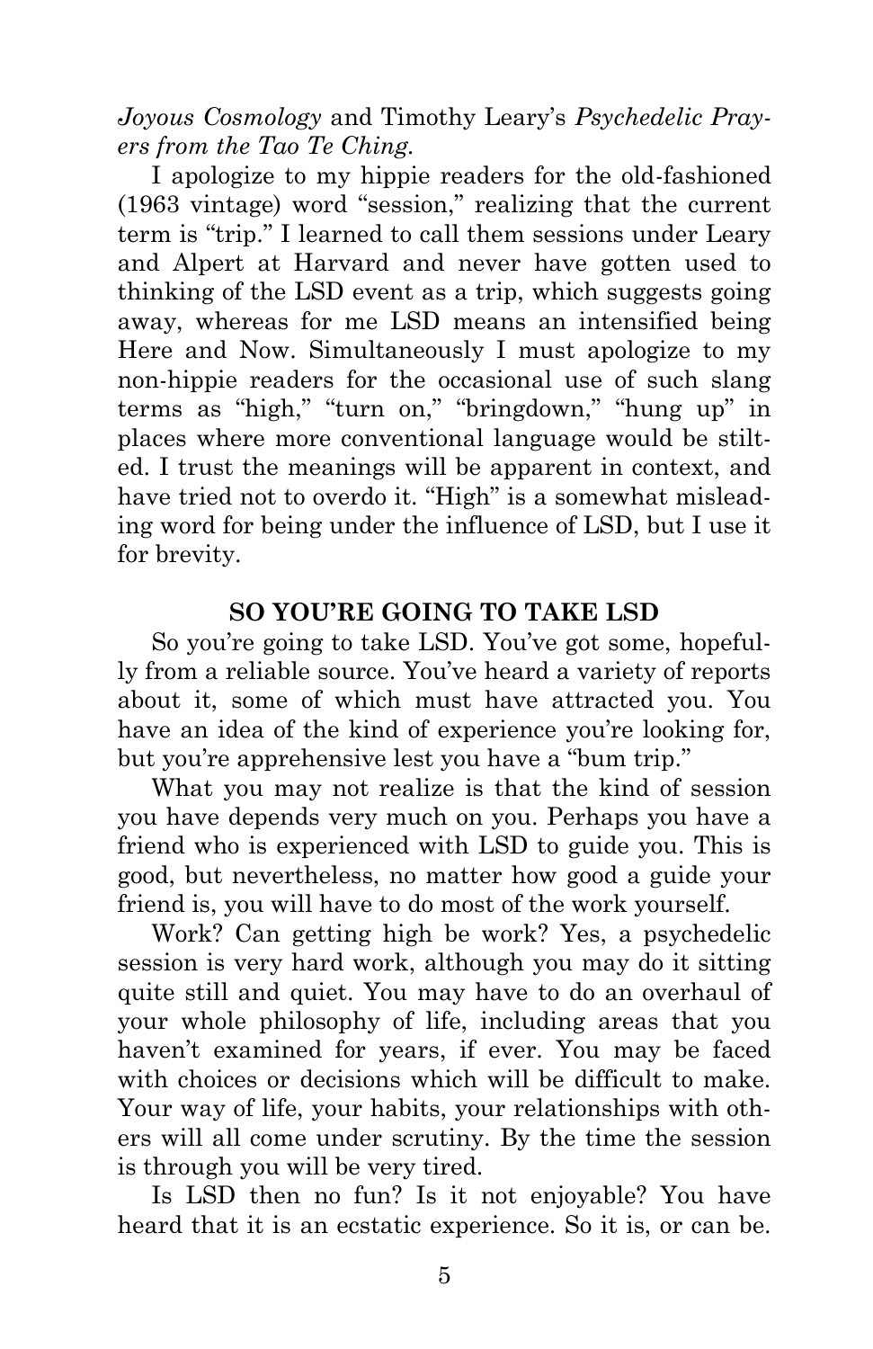*Joyous Cosmology* and Timothy Leary's *Psychedelic Prayers from the Tao Te Ching.*

I apologize to my hippie readers for the old-fashioned (1963 vintage) word "session," realizing that the current term is "trip." I learned to call them sessions under Leary and Alpert at Harvard and never have gotten used to thinking of the LSD event as a trip, which suggests going away, whereas for me LSD means an intensified being Here and Now. Simultaneously I must apologize to my non-hippie readers for the occasional use of such slang terms as "high," "turn on," "bringdown," "hung up" in places where more conventional language would be stilted. I trust the meanings will be apparent in context, and have tried not to overdo it. "High" is a somewhat misleading word for being under the influence of LSD, but I use it for brevity.

## SO YOU'RE GOING TO TAKE LSD

So you're going to take LSD. You've got some, hopefully from a reliable source. You've heard a variety of reports about it, some of which must have attracted you. You have an idea of the kind of experience you're looking for, but you're apprehensive lest you have a "bum trip."

What you may not realize is that the kind of session you have depends very much on you. Perhaps you have a friend who is experienced with LSD to guide you. This is good, but nevertheless, no matter how good a guide your friend is, you will have to do most of the work yourself.

Work? Can getting high be work? Yes, a psychedelic session is very hard work, although you may do it sitting quite still and quiet. You may have to do an overhaul of your whole philosophy of life, including areas that you haven't examined for years, if ever. You may be faced with choices or decisions which will be difficult to make. Your way of life, your habits, your relationships with others will all come under scrutiny. By the time the session is through you will be very tired.

Is LSD then no fun? Is it not enjoyable? You have heard that it is an ecstatic experience. So it is, or can be.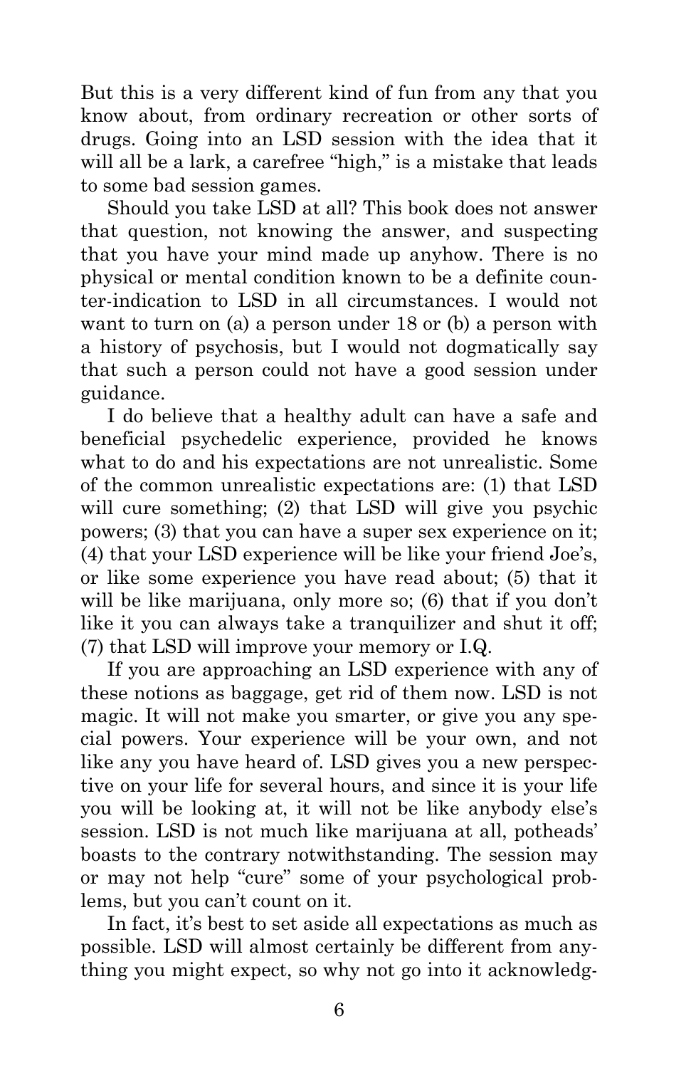But this is a very different kind of fun from any that you know about, from ordinary recreation or other sorts of drugs. Going into an LSD session with the idea that it will all be a lark, a carefree "high," is a mistake that leads to some bad session games.

Should you take LSD at all? This book does not answer that question, not knowing the answer, and suspecting that you have your mind made up anyhow. There is no physical or mental condition known to be a definite counter-indication to LSD in all circumstances. I would not want to turn on (a) a person under 18 or (b) a person with a history of psychosis, but I would not dogmatically say that such a person could not have a good session under guidance.

I do believe that a healthy adult can have a safe and beneficial psychedelic experience, provided he knows what to do and his expectations are not unrealistic. Some of the common unrealistic expectations are: (1) that LSD will cure something; (2) that LSD will give you psychic powers; (3) that you can have a super sex experience on it; (4) that your LSD experience will be like your friend Joe's, or like some experience you have read about; (5) that it will be like marijuana, only more so; (6) that if you don't like it you can always take a tranquilizer and shut it off; (7) that LSD will improve your memory or I.Q.

If you are approaching an LSD experience with any of these notions as baggage, get rid of them now. LSD is not magic. It will not make you smarter, or give you any special powers. Your experience will be your own, and not like any you have heard of. LSD gives you a new perspective on your life for several hours, and since it is your life you will be looking at, it will not be like anybody else's session. LSD is not much like marijuana at all, potheads' boasts to the contrary notwithstanding. The session may or may not help "cure" some of your psychological problems, but you can't count on it.

In fact, it's best to set aside all expectations as much as possible. LSD will almost certainly be different from anything you might expect, so why not go into it acknowledg-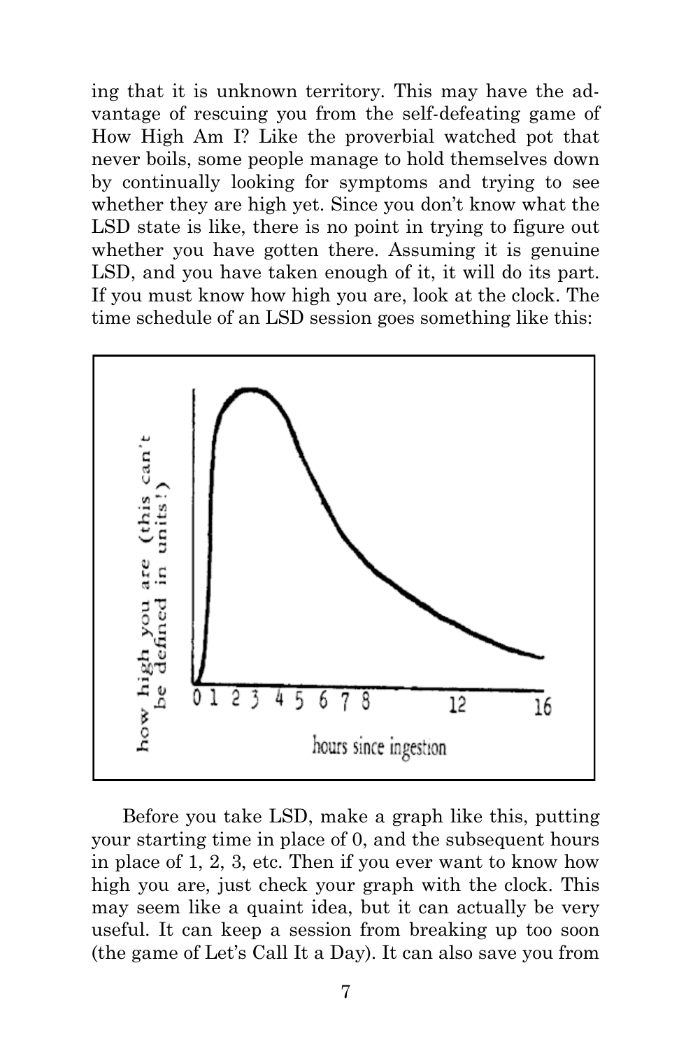ing that it is unknown territory. This may have the advantage of rescuing you from the self-defeating game of How High Am I? Like the proverbial watched pot that never boils, some people manage to hold themselves down by continually looking for symptoms and trying to see whether they are high yet. Since you don't know what the LSD state is like, there is no point in trying to figure out whether you have gotten there. Assuming it is genuine LSD, and you have taken enough of it, it will do its part. If you must know how high you are, look at the clock. The time schedule of an LSD session goes something like this:

Before you take LSD, make a graph like this, putting your starting time in place of 0, and the subsequent hours in place of 1, 2, 3, etc. Then if you ever want to know how high you are, just check your graph with the clock. This may seem like a quaint idea, but it can actually be very useful. It can keep a session from breaking up too soon (the game of Let's Call It a Day). It can also save you from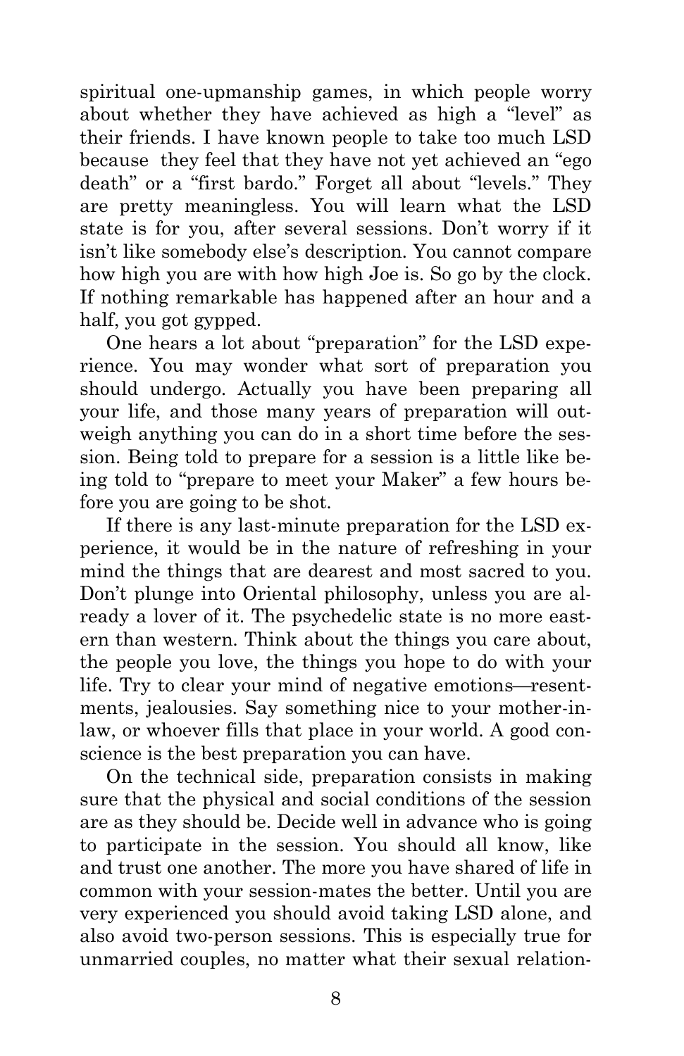spiritual one-upmanship games, in which people worry about whether they have achieved as high a "level" as their friends. I have known people to take too much LSD because they feel that they have not yet achieved an "ego death" or a "first bardo." Forget all about "levels." They are pretty meaningless. You will learn what the LSD state is for you, after several sessions. Don't worry if it isn't like somebody else's description. You cannot compare how high you are with how high Joe is. So go by the clock. If nothing remarkable has happened after an hour and a half, you got gypped.

One hears a lot about "preparation" for the LSD experience. You may wonder what sort of preparation you should undergo. Actually you have been preparing all your life, and those many years of preparation will outweigh anything you can do in a short time before the session. Being told to prepare for a session is a little like being told to "prepare to meet your Maker" a few hours before you are going to be shot.

If there is any last-minute preparation for the LSD experience, it would be in the nature of refreshing in your mind the things that are dearest and most sacred to you. Don't plunge into Oriental philosophy, unless you are already a lover of it. The psychedelic state is no more eastern than western. Think about the things you care about, the people you love, the things you hope to do with your life. Try to clear your mind of negative emotions—resentments, jealousies. Say something nice to your mother-in-law, or whoever fills that place in your world. A good conscience is the best preparation you can have.

On the technical side, preparation consists in making sure that the physical and social conditions of the session are as they should be. Decide well in advance who is going to participate in the session. You should all know, like and trust one another. The more you have shared of life in common with your session-mates the better. Until you are very experienced you should avoid taking LSD alone, and also avoid two-person sessions. This is especially true for unmarried couples, no matter what their sexual relation-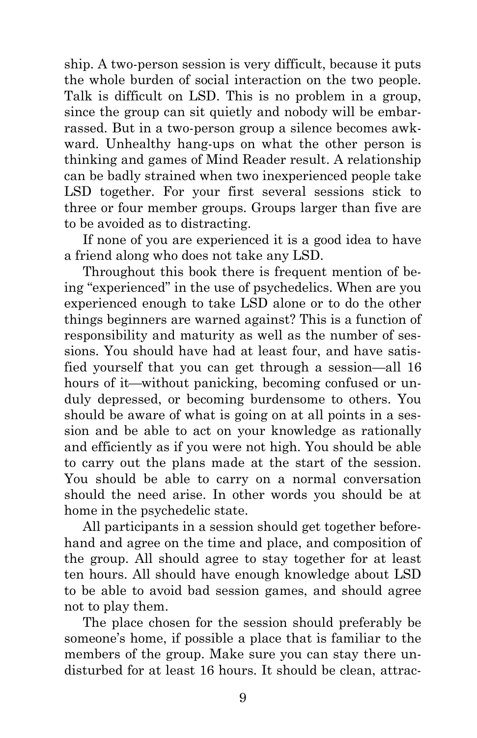ship. A two-person session is very difficult, because it puts the whole burden of social interaction on the two people. Talk is difficult on LSD. This is no problem in a group, since the group can sit quietly and nobody will be embarrassed. But in a two-person group a silence becomes awkward. Unhealthy hang-ups on what the other person is thinking and games of Mind Reader result. A relationship can be badly strained when two inexperienced people take LSD together. For your first several sessions stick to three or four member groups. Groups larger than five are to be avoided as to distracting.

If none of you are experienced it is a good idea to have a friend along who does not take any LSD.

Throughout this book there is frequent mention of being "experienced" in the use of psychedelics. When are you experienced enough to take LSD alone or to do the other things beginners are warned against? This is a function of responsibility and maturity as well as the number of sessions. You should have had at least four, and have satisfied yourself that you can get through a session—all 16 hours of it—without panicking, becoming confused or unduly depressed, or becoming burdensome to others. You should be aware of what is going on at all points in a session and be able to act on your knowledge as rationally and efficiently as if you were not high. You should be able to carry out the plans made at the start of the session. You should be able to carry on a normal conversation should the need arise. In other words you should be at home in the psychedelic state.

All participants in a session should get together beforehand and agree on the time and place, and composition of the group. All should agree to stay together for at least ten hours. All should have enough knowledge about LSD to be able to avoid bad session games, and should agree not to play them.

The place chosen for the session should preferably be someone's home, if possible a place that is familiar to the members of the group. Make sure you can stay there undisturbed for at least 16 hours. It should be clean, attrac-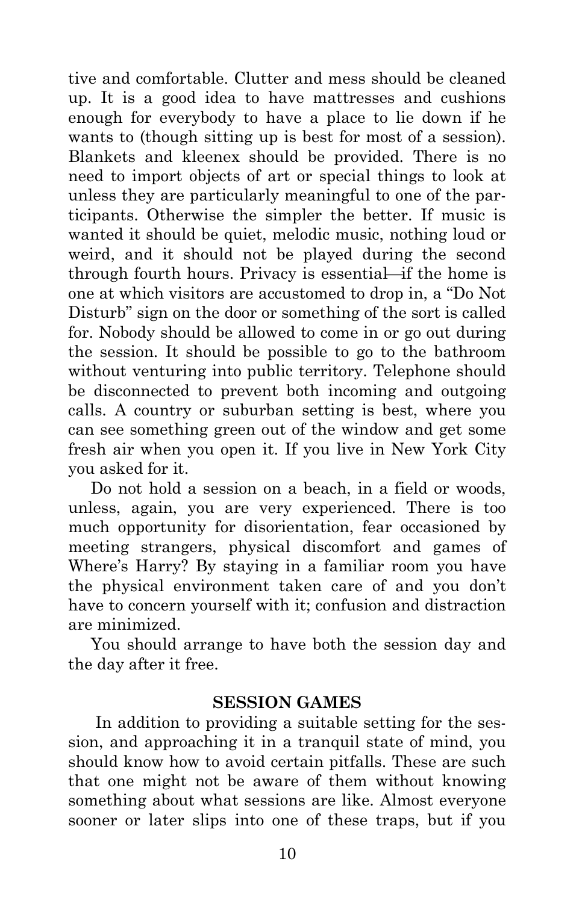tive and comfortable. Clutter and mess should be cleaned up. It is a good idea to have mattresses and cushions enough for everybody to have a place to lie down if he wants to (though sitting up is best for most of a session). Blankets and kleenex should be provided. There is no need to import objects of art or special things to look at unless they are particularly meaningful to one of the participants. Otherwise the simpler the better. If music is wanted it should be quiet, melodic music, nothing loud or weird, and it should not be played during the second through fourth hours. Privacy is essential—if the home is one at which visitors are accustomed to drop in, a "Do Not Disturb" sign on the door or something of the sort is called for. Nobody should be allowed to come in or go out during the session. It should be possible to go to the bathroom without venturing into public territory. Telephone should be disconnected to prevent both incoming and outgoing calls. A country or suburban setting is best, where you can see something green out of the window and get some fresh air when you open it. If you live in New York City you asked for it.

Do not hold a session on a beach, in a field or woods, unless, again, you are very experienced. There is too much opportunity for disorientation, fear occasioned by meeting strangers, physical discomfort and games of Where's Harry? By staying in a familiar room you have the physical environment taken care of and you don't have to concern yourself with it; confusion and distraction are minimized.

You should arrange to have both the session day and the day after it free.

## SESSION GAMES

In addition to providing a suitable setting for the session, and approaching it in a tranquil state of mind, you should know how to avoid certain pitfalls. These are such that one might not be aware of them without knowing something about what sessions are like. Almost everyone sooner or later slips into one of these traps, but if you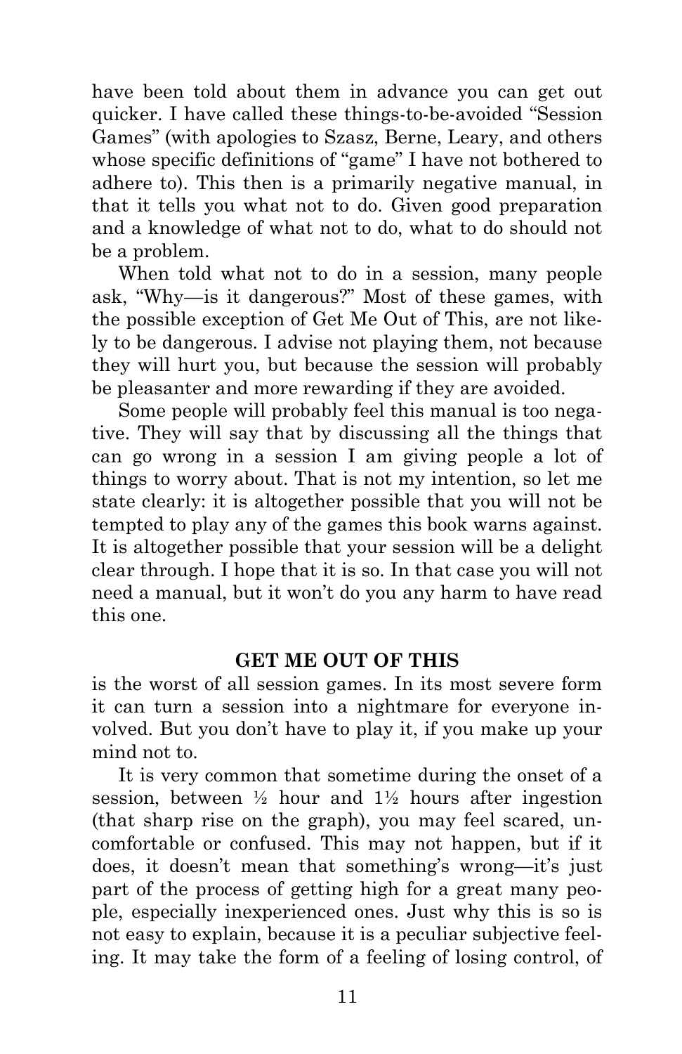have been told about them in advance you can get out quicker. I have called these things-to-be-avoided "Session Games" (with apologies to Szasz, Berne, Leary, and others whose specific definitions of "game" I have not bothered to adhere to). This then is a primarily negative manual, in that it tells you what not to do. Given good preparation and a knowledge of what not to do, what to do should not be a problem.

When told what not to do in a session, many people ask, "Why—is it dangerous?" Most of these games, with the possible exception of Get Me Out of This, are not likely to be dangerous. I advise not playing them, not because they will hurt you, but because the session will probably be pleasanter and more rewarding if they are avoided.

Some people will probably feel this manual is too negative. They will say that by discussing all the things that can go wrong in a session I am giving people a lot of things to worry about. That is not my intention, so let me state clearly: it is altogether possible that you will not be tempted to play any of the games this book warns against. It is altogether possible that your session will be a delight clear through. I hope that it is so. In that case you will not need a manual, but it won't do you any harm to have read this one.

## GET ME OUT OF THIS

is the worst of all session games. In its most severe form it can turn a session into a nightmare for everyone involved. But you don't have to play it, if you make up your mind not to.

It is very common that sometime during the onset of a session, between ½ hour and 1½ hours after ingestion (that sharp rise on the graph), you may feel scared, uncomfortable or confused. This may not happen, but if it does, it doesn't mean that something's wrong—it's just part of the process of getting high for a great many people, especially inexperienced ones. Just why this is so is not easy to explain, because it is a peculiar subjective feeling. It may take the form of a feeling of losing control, of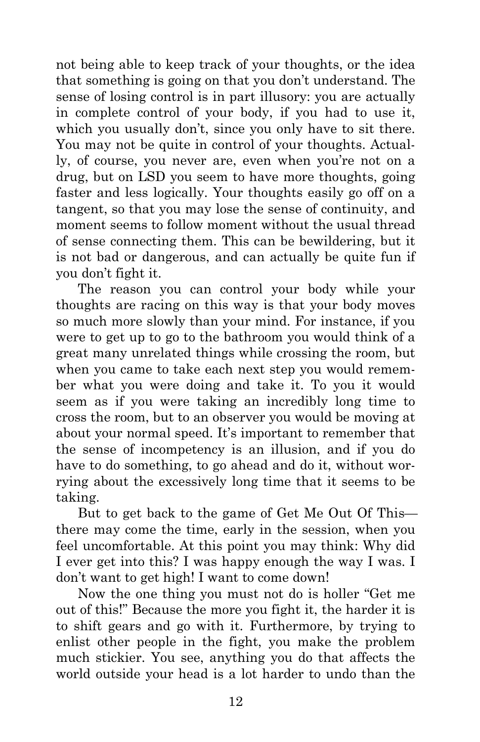not being able to keep track of your thoughts, or the idea that something is going on that you don't understand. The sense of losing control is in part illusory: you are actually in complete control of your body, if you had to use it, which you usually don't, since you only have to sit there. You may not be quite in control of your thoughts. Actually, of course, you never are, even when you're not on a drug, but on LSD you seem to have more thoughts, going faster and less logically. Your thoughts easily go off on a tangent, so that you may lose the sense of continuity, and moment seems to follow moment without the usual thread of sense connecting them. This can be bewildering, but it is not bad or dangerous, and can actually be quite fun if you don't fight it.

The reason you can control your body while your thoughts are racing on this way is that your body moves so much more slowly than your mind. For instance, if you were to get up to go to the bathroom you would think of a great many unrelated things while crossing the room, but when you came to take each next step you would remember what you were doing and take it. To you it would seem as if you were taking an incredibly long time to cross the room, but to an observer you would be moving at about your normal speed. It's important to remember that the sense of incompetency is an illusion, and if you do have to do something, to go ahead and do it, without worrying about the excessively long time that it seems to be taking.

But to get back to the game of Get Me Out Of This—there may come the time, early in the session, when you feel uncomfortable. At this point you may think: Why did I ever get into this? I was happy enough the way I was. I don't want to get high! I want to come down!

Now the one thing you must not do is holler "Get me out of this!" Because the more you fight it, the harder it is to shift gears and go with it. Furthermore, by trying to enlist other people in the fight, you make the problem much stickier. You see, anything you do that affects the world outside your head is a lot harder to undo than the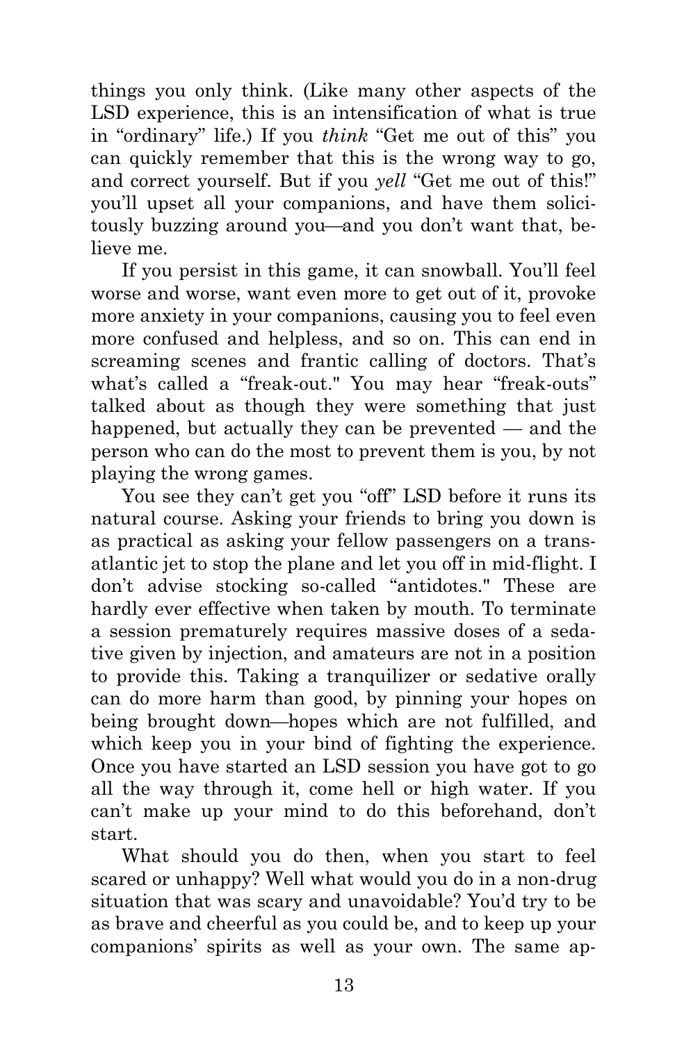things you only think. (Like many other aspects of the LSD experience, this is an intensification of what is true in "ordinary" life.) If you *think* "Get me out of this" you can quickly remember that this is the wrong way to go, and correct yourself. But if you *yell* "Get me out of this!" you'll upset all your companions, and have them solicitously buzzing around you—and you don't want that, believe me.

If you persist in this game, it can snowball. You'll feel worse and worse, want even more to get out of it, provoke more anxiety in your companions, causing you to feel even more confused and helpless, and so on. This can end in screaming scenes and frantic calling of doctors. That's what's called a "freak-out." You may hear "freak-outs" talked about as though they were something that just happened, but actually they can be prevented — and the person who can do the most to prevent them is you, by not playing the wrong games.

You see they can't get you "off" LSD before it runs its natural course. Asking your friends to bring you down is as practical as asking your fellow passengers on a transatlantic jet to stop the plane and let you off in mid-flight. I don't advise stocking so-called "antidotes." These are hardly ever effective when taken by mouth. To terminate a session prematurely requires massive doses of a sedative given by injection, and amateurs are not in a position to provide this. Taking a tranquilizer or sedative orally can do more harm than good, by pinning your hopes on being brought down—hopes which are not fulfilled, and which keep you in your bind of fighting the experience. Once you have started an LSD session you have got to go all the way through it, come hell or high water. If you can't make up your mind to do this beforehand, don't start.

What should you do then, when you start to feel scared or unhappy? Well what would you do in a non-drug situation that was scary and unavoidable? You'd try to be as brave and cheerful as you could be, and to keep up your companions' spirits as well as your own. The same ap-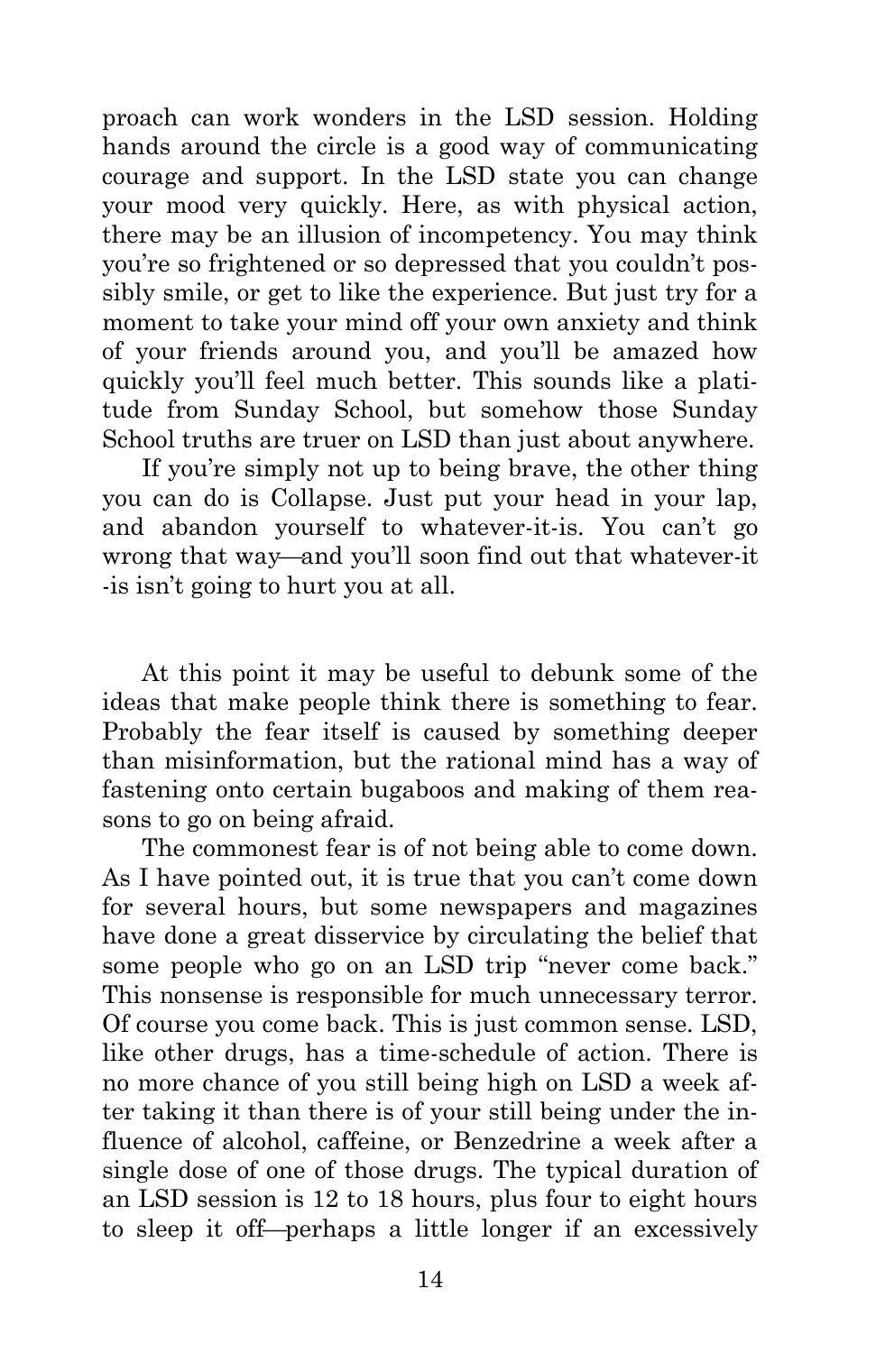proach can work wonders in the LSD session. Holding hands around the circle is a good way of communicating courage and support. In the LSD state you can change your mood very quickly. Here, as with physical action, there may be an illusion of incompetency. You may think you're so frightened or so depressed that you couldn't possibly smile, or get to like the experience. But just try for a moment to take your mind off your own anxiety and think of your friends around you, and you'll be amazed how quickly you'll feel much better. This sounds like a platitude from Sunday School, but somehow those Sunday School truths are truer on LSD than just about anywhere.

If you're simply not up to being brave, the other thing you can do is Collapse. Just put your head in your lap, and abandon yourself to whatever-it-is. You can't go wrong that way—and you'll soon find out that whatever-it-is isn't going to hurt you at all.

At this point it may be useful to debunk some of the ideas that make people think there is something to fear. Probably the fear itself is caused by something deeper than misinformation, but the rational mind has a way of fastening onto certain bugaboos and making of them reasons to go on being afraid.

The commonest fear is of not being able to come down. As I have pointed out, it is true that you can't come down for several hours, but some newspapers and magazines have done a great disservice by circulating the belief that some people who go on an LSD trip "never come back." This nonsense is responsible for much unnecessary terror. Of course you come back. This is just common sense. LSD, like other drugs, has a time-schedule of action. There is no more chance of you still being high on LSD a week after taking it than there is of your still being under the influence of alcohol, caffeine, or Benzedrine a week after a single dose of one of those drugs. The typical duration of an LSD session is 12 to 18 hours, plus four to eight hours to sleep it off—perhaps a little longer if an excessively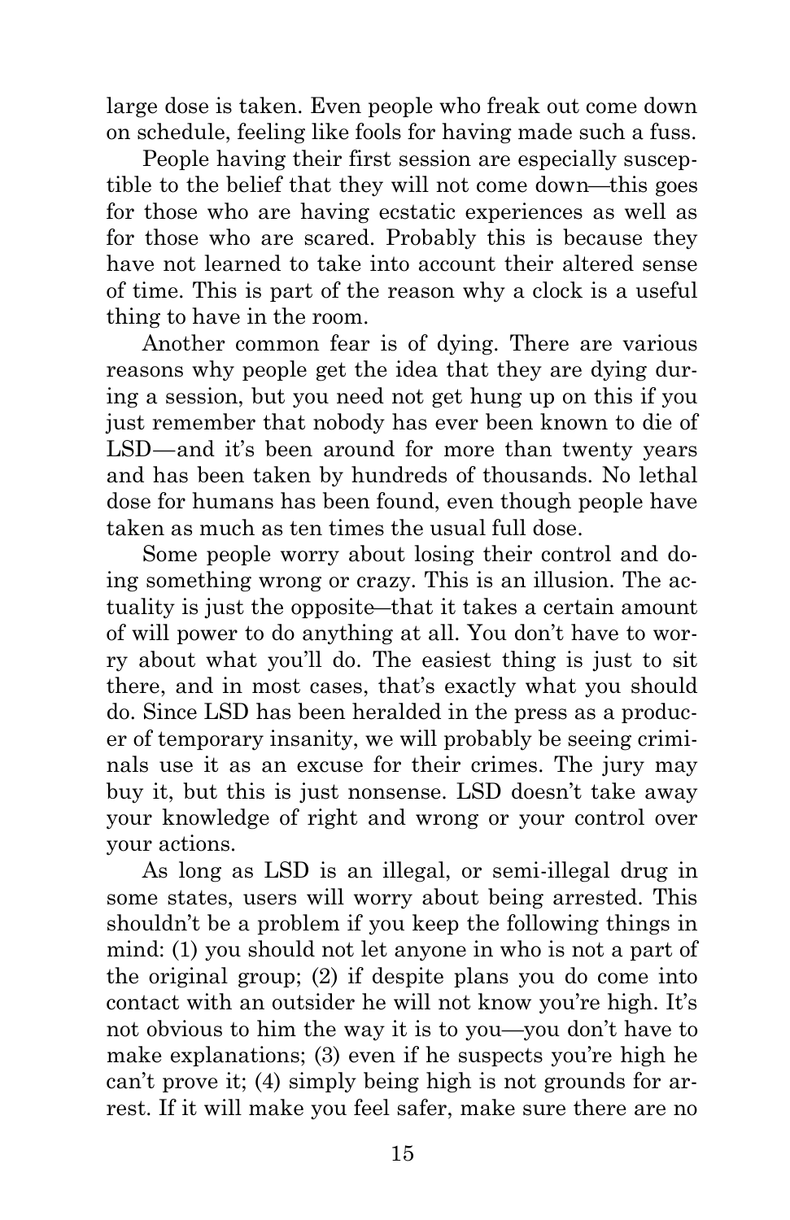large dose is taken. Even people who freak out come down on schedule, feeling like fools for having made such a fuss.

People having their first session are especially susceptible to the belief that they will not come down—this goes for those who are having ecstatic experiences as well as for those who are scared. Probably this is because they have not learned to take into account their altered sense of time. This is part of the reason why a clock is a useful thing to have in the room.

Another common fear is of dying. There are various reasons why people get the idea that they are dying during a session, but you need not get hung up on this if you just remember that nobody has ever been known to die of LSD—and it's been around for more than twenty years and has been taken by hundreds of thousands. No lethal dose for humans has been found, even though people have taken as much as ten times the usual full dose.

Some people worry about losing their control and doing something wrong or crazy. This is an illusion. The actuality is just the opposite—that it takes a certain amount of will power to do anything at all. You don't have to worry about what you'll do. The easiest thing is just to sit there, and in most cases, that's exactly what you should do. Since LSD has been heralded in the press as a producer of temporary insanity, we will probably be seeing criminals use it as an excuse for their crimes. The jury may buy it, but this is just nonsense. LSD doesn't take away your knowledge of right and wrong or your control over your actions.

As long as LSD is an illegal, or semi-illegal drug in some states, users will worry about being arrested. This shouldn't be a problem if you keep the following things in mind: (1) you should not let anyone in who is not a part of the original group; (2) if despite plans you do come into contact with an outsider he will not know you're high. It's not obvious to him the way it is to you—you don't have to make explanations; (3) even if he suspects you're high he can't prove it; (4) simply being high is not grounds for arrest. If it will make you feel safer, make sure there are no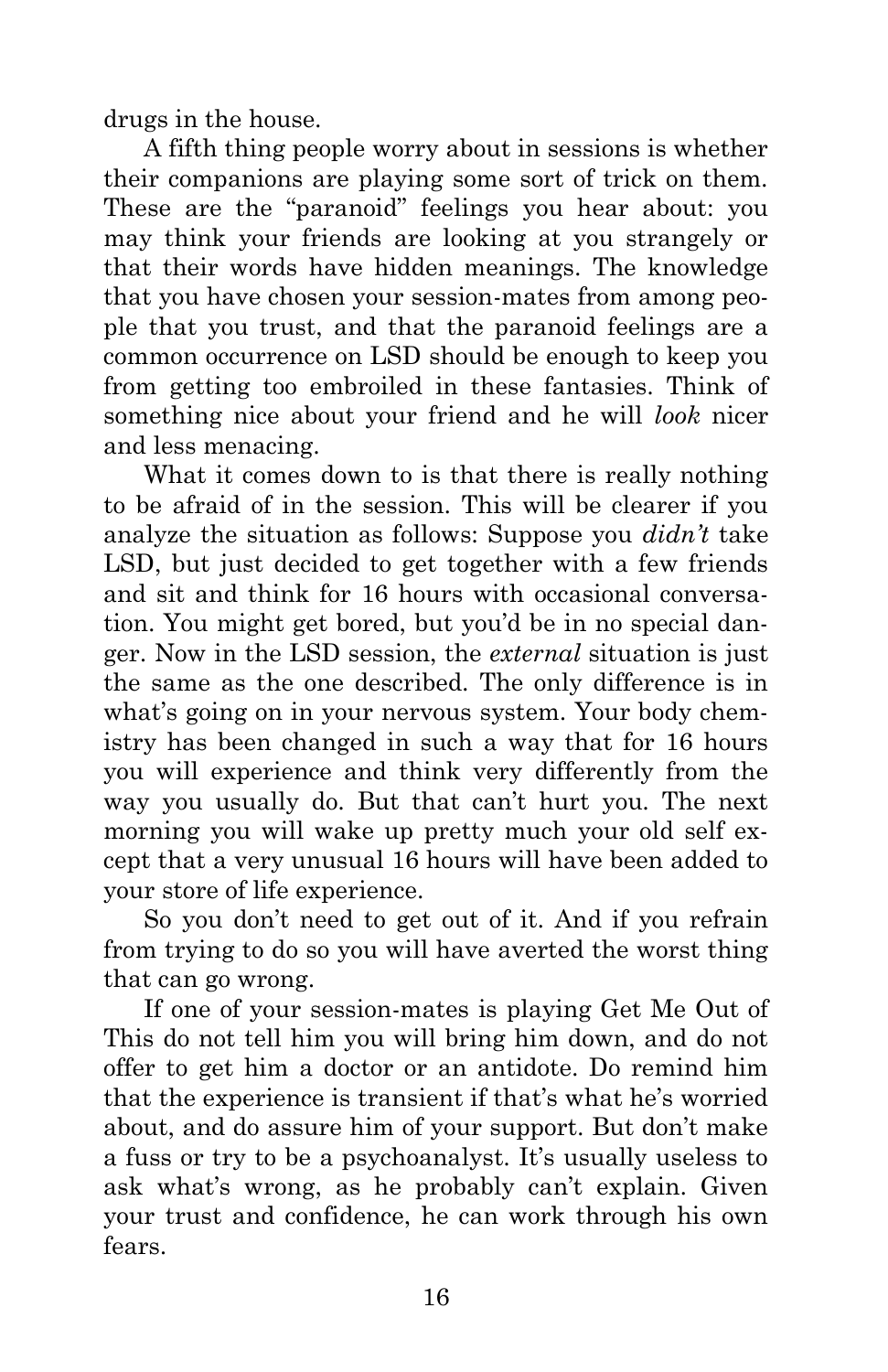drugs in the house.

A fifth thing people worry about in sessions is whether their companions are playing some sort of trick on them. These are the "paranoid" feelings you hear about: you may think your friends are looking at you strangely or that their words have hidden meanings. The knowledge that you have chosen your session-mates from among people that you trust, and that the paranoid feelings are a common occurrence on LSD should be enough to keep you from getting too embroiled in these fantasies. Think of something nice about your friend and he will *look* nicer and less menacing.

What it comes down to is that there is really nothing to be afraid of in the session. This will be clearer if you analyze the situation as follows: Suppose you *didn't* take LSD, but just decided to get together with a few friends and sit and think for 16 hours with occasional conversation. You might get bored, but you'd be in no special danger. Now in the LSD session, the *external* situation is just the same as the one described. The only difference is in what's going on in your nervous system. Your body chemistry has been changed in such a way that for 16 hours you will experience and think very differently from the way you usually do. But that can't hurt you. The next morning you will wake up pretty much your old self except that a very unusual 16 hours will have been added to your store of life experience.

So you don't need to get out of it. And if you refrain from trying to do so you will have averted the worst thing that can go wrong.

If one of your session-mates is playing Get Me Out of This do not tell him you will bring him down, and do not offer to get him a doctor or an antidote. Do remind him that the experience is transient if that's what he's worried about, and do assure him of your support. But don't make a fuss or try to be a psychoanalyst. It's usually useless to ask what's wrong, as he probably can't explain. Given your trust and confidence, he can work through his own fears.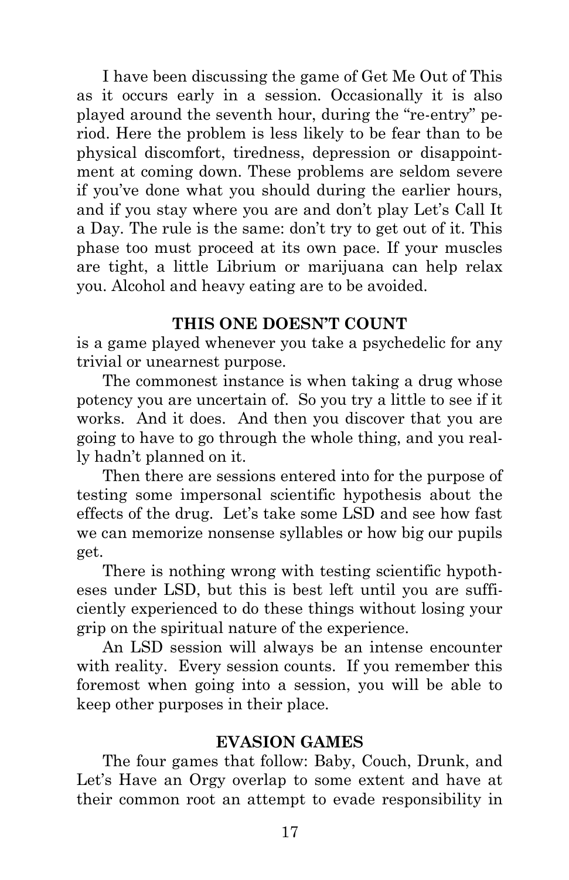I have been discussing the game of Get Me Out of This as it occurs early in a session. Occasionally it is also played around the seventh hour, during the "re-entry" period. Here the problem is less likely to be fear than to be physical discomfort, tiredness, depression or disappointment at coming down. These problems are seldom severe if you've done what you should during the earlier hours, and if you stay where you are and don't play Let's Call It a Day. The rule is the same: don't try to get out of it. This phase too must proceed at its own pace. If your muscles are tight, a little Librium or marijuana can help relax you. Alcohol and heavy eating are to be avoided.

### THIS ONE DOESN'T COUNT

is a game played whenever you take a psychedelic for any trivial or unearnest purpose.

The commonest instance is when taking a drug whose potency you are uncertain of. So you try a little to see if it works. And it does. And then you discover that you are going to have to go through the whole thing, and you really hadn't planned on it.

Then there are sessions entered into for the purpose of testing some impersonal scientific hypothesis about the effects of the drug. Let's take some LSD and see how fast we can memorize nonsense syllables or how big our pupils get.

There is nothing wrong with testing scientific hypotheses under LSD, but this is best left until you are sufficiently experienced to do these things without losing your grip on the spiritual nature of the experience.

An LSD session will always be an intense encounter with reality. Every session counts. If you remember this foremost when going into a session, you will be able to keep other purposes in their place.

### EVASION GAMES

The four games that follow: Baby, Couch, Drunk, and Let's Have an Orgy overlap to some extent and have at their common root an attempt to evade responsibility in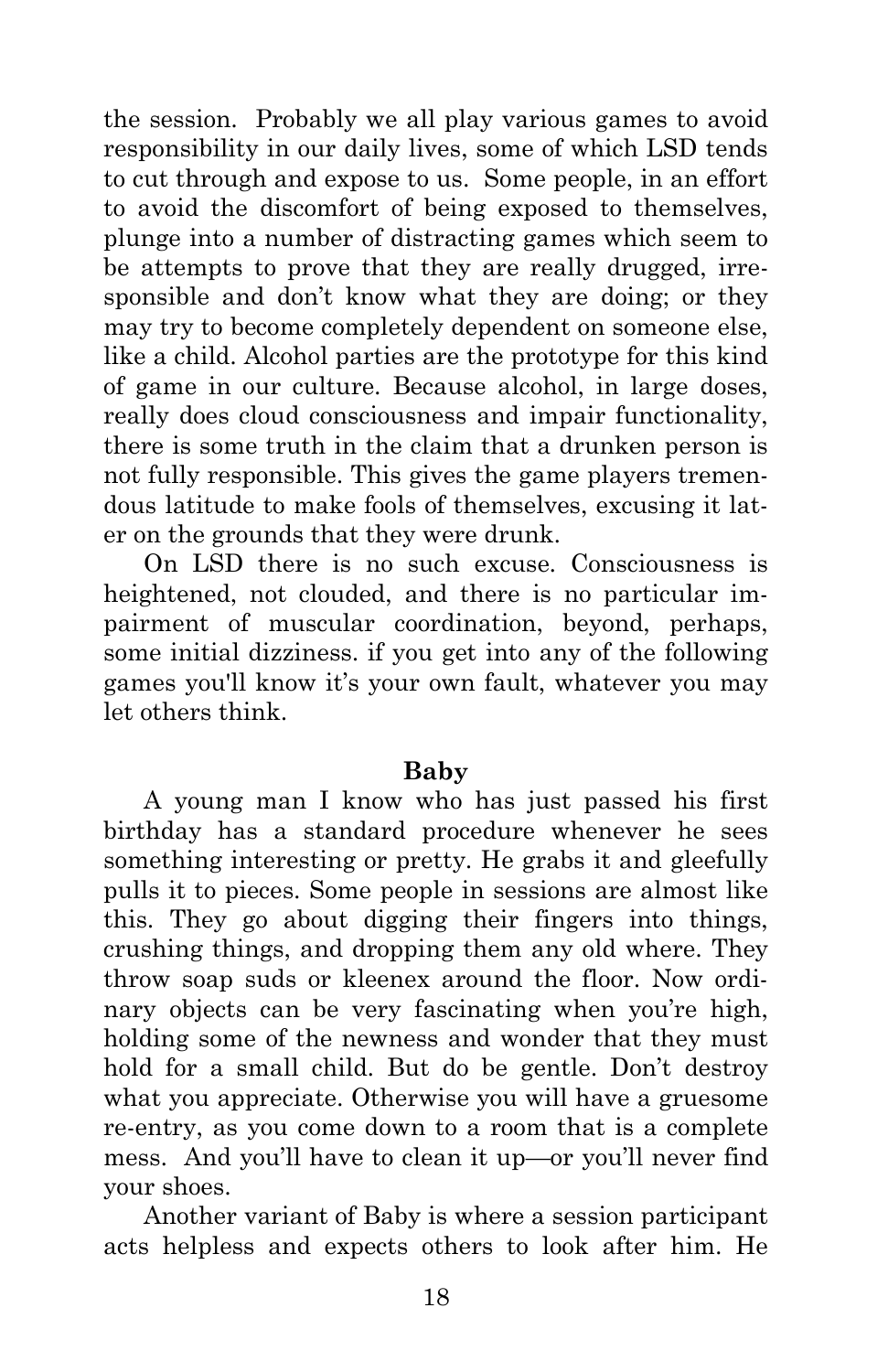the session. Probably we all play various games to avoid responsibility in our daily lives, some of which LSD tends to cut through and expose to us. Some people, in an effort to avoid the discomfort of being exposed to themselves, plunge into a number of distracting games which seem to be attempts to prove that they are really drugged, irresponsible and don't know what they are doing; or they may try to become completely dependent on someone else, like a child. Alcohol parties are the prototype for this kind of game in our culture. Because alcohol, in large doses, really does cloud consciousness and impair functionality, there is some truth in the claim that a drunken person is not fully responsible. This gives the game players tremendous latitude to make fools of themselves, excusing it later on the grounds that they were drunk.

On LSD there is no such excuse. Consciousness is heightened, not clouded, and there is no particular impairment of muscular coordination, beyond, perhaps, some initial dizziness. if you get into any of the following games you'll know it's your own fault, whatever you may let others think.

**Baby**

A young man I know who has just passed his first birthday has a standard procedure whenever he sees something interesting or pretty. He grabs it and gleefully pulls it to pieces. Some people in sessions are almost like this. They go about digging their fingers into things, crushing things, and dropping them any old where. They throw soap suds or kleenex around the floor. Now ordinary objects can be very fascinating when you're high, holding some of the newness and wonder that they must hold for a small child. But do be gentle. Don't destroy what you appreciate. Otherwise you will have a gruesome re-entry, as you come down to a room that is a complete mess. And you'll have to clean it up—or you'll never find your shoes.

Another variant of Baby is where a session participant acts helpless and expects others to look after him. He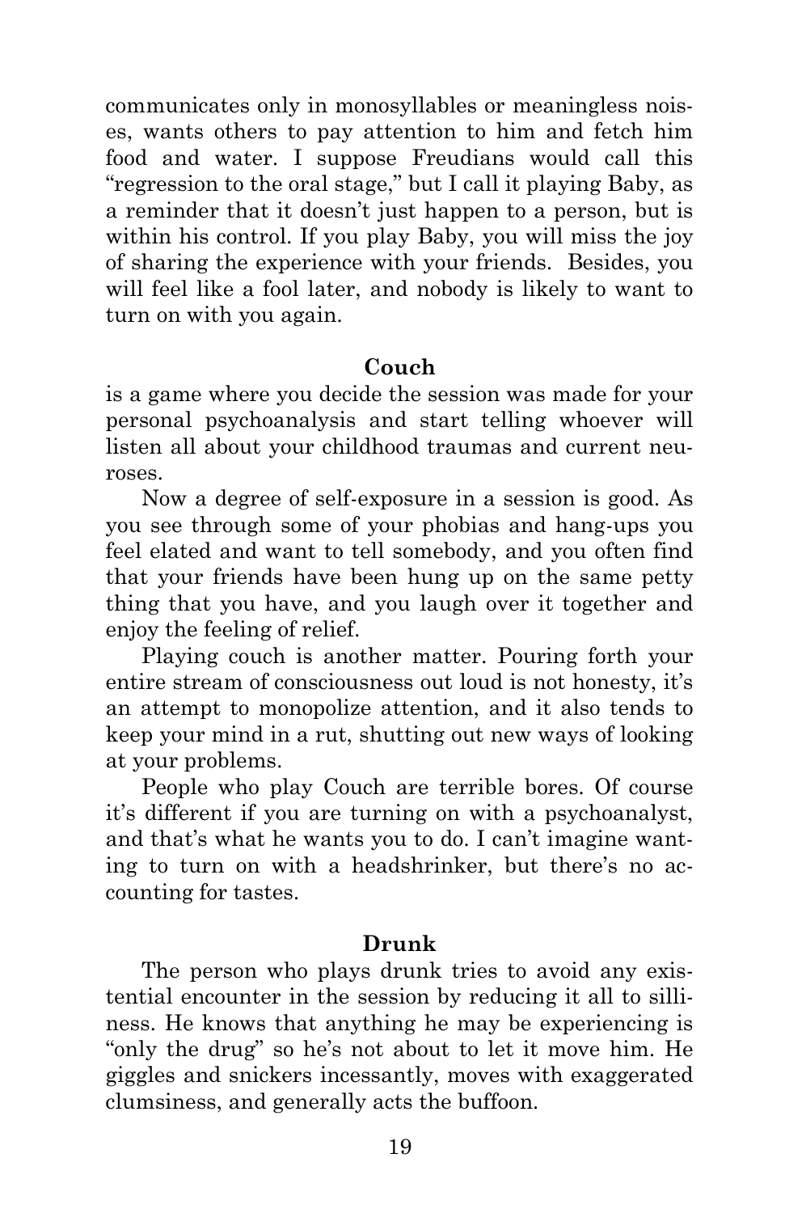communicates only in monosyllables or meaningless noises, wants others to pay attention to him and fetch him food and water. I suppose Freudians would call this "regression to the oral stage," but I call it playing Baby, as a reminder that it doesn't just happen to a person, but is within his control. If you play Baby, you will miss the joy of sharing the experience with your friends. Besides, you will feel like a fool later, and nobody is likely to want to turn on with you again.

### Couch

is a game where you decide the session was made for your personal psychoanalysis and start telling whoever will listen all about your childhood traumas and current neuroses.

Now a degree of self-exposure in a session is good. As you see through some of your phobias and hang-ups you feel elated and want to tell somebody, and you often find that your friends have been hung up on the same petty thing that you have, and you laugh over it together and enjoy the feeling of relief.

Playing couch is another matter. Pouring forth your entire stream of consciousness out loud is not honesty, it's an attempt to monopolize attention, and it also tends to keep your mind in a rut, shutting out new ways of looking at your problems.

People who play Couch are terrible bores. Of course it's different if you are turning on with a psychoanalyst, and that's what he wants you to do. I can't imagine wanting to turn on with a headshrinker, but there's no accounting for tastes.

### Drunk

The person who plays drunk tries to avoid any existential encounter in the session by reducing it all to silliness. He knows that anything he may be experiencing is "only the drug" so he's not about to let it move him. He giggles and snickers incessantly, moves with exaggerated clumsiness, and generally acts the buffoon.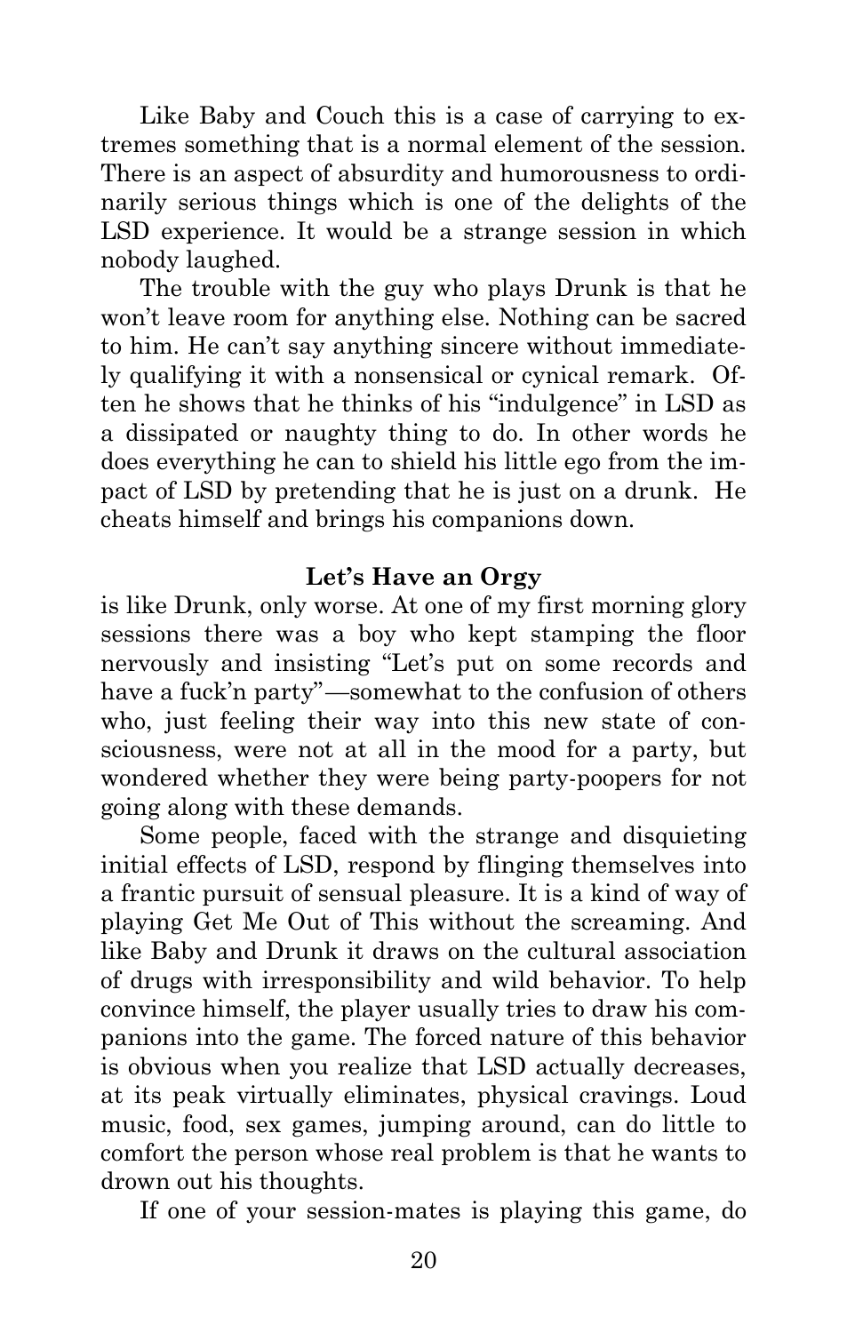Like Baby and Couch this is a case of carrying to extremes something that is a normal element of the session. There is an aspect of absurdity and humorousness to ordinarily serious things which is one of the delights of the LSD experience. It would be a strange session in which nobody laughed.

The trouble with the guy who plays Drunk is that he won't leave room for anything else. Nothing can be sacred to him. He can't say anything sincere without immediately qualifying it with a nonsensical or cynical remark. Often he shows that he thinks of his "indulgence" in LSD as a dissipated or naughty thing to do. In other words he does everything he can to shield his little ego from the impact of LSD by pretending that he is just on a drunk. He cheats himself and brings his companions down.

**Let's Have an Orgy**

is like Drunk, only worse. At one of my first morning glory sessions there was a boy who kept stamping the floor nervously and insisting "Let's put on some records and have a fuck'n party"—somewhat to the confusion of others who, just feeling their way into this new state of consciousness, were not at all in the mood for a party, but wondered whether they were being party-poopers for not going along with these demands.

Some people, faced with the strange and disquieting initial effects of LSD, respond by flinging themselves into a frantic pursuit of sensual pleasure. It is a kind of way of playing Get Me Out of This without the screaming. And like Baby and Drunk it draws on the cultural association of drugs with irresponsibility and wild behavior. To help convince himself, the player usually tries to draw his companions into the game. The forced nature of this behavior is obvious when you realize that LSD actually decreases, at its peak virtually eliminates, physical cravings. Loud music, food, sex games, jumping around, can do little to comfort the person whose real problem is that he wants to drown out his thoughts.

If one of your session-mates is playing this game, do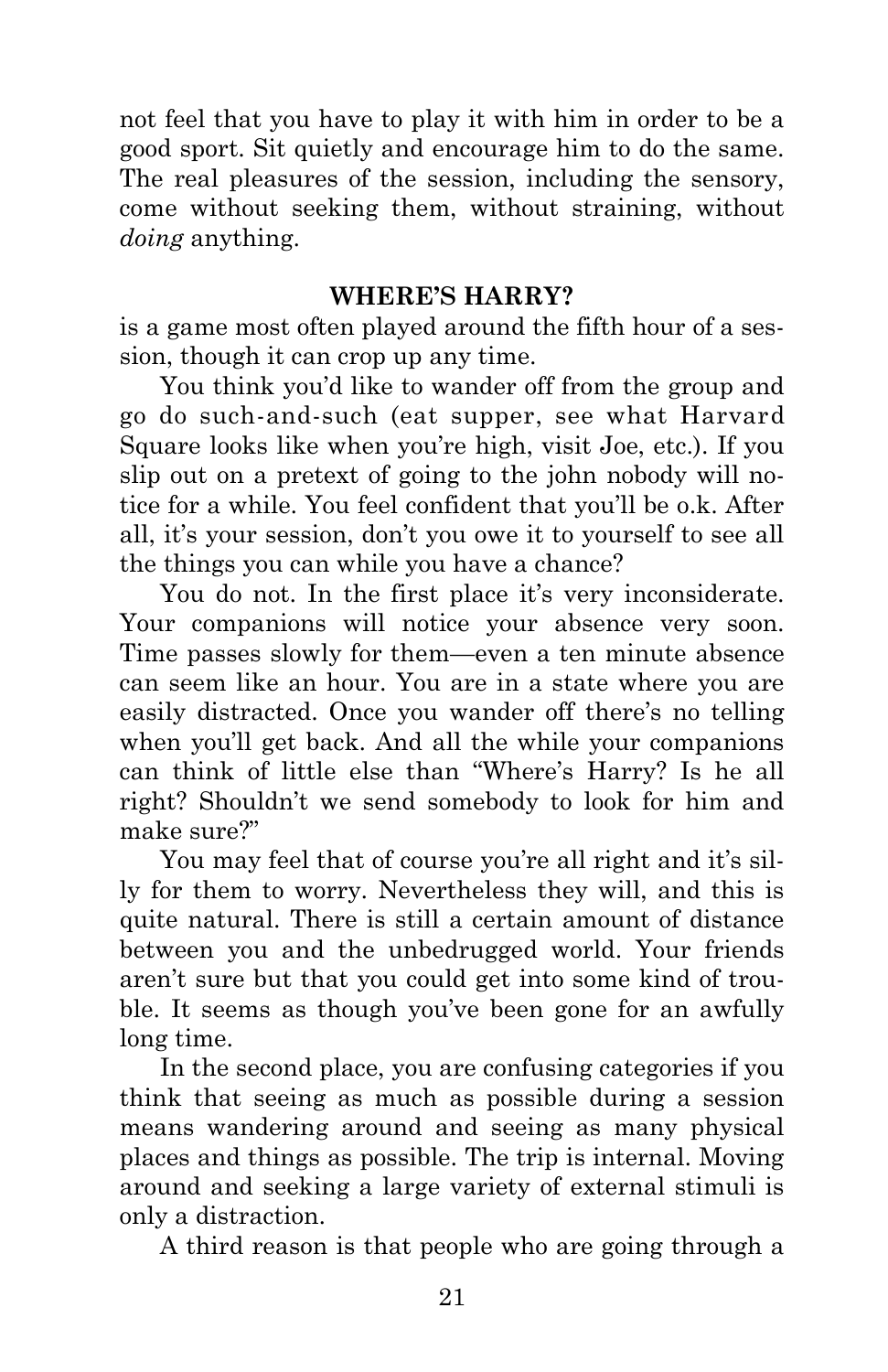not feel that you have to play it with him in order to be a good sport. Sit quietly and encourage him to do the same. The real pleasures of the session, including the sensory, come without seeking them, without straining, without *doing* anything.

### WHERE'S HARRY?

is a game most often played around the fifth hour of a session, though it can crop up any time.

You think you'd like to wander off from the group and go do such-and-such (eat supper, see what Harvard Square looks like when you're high, visit Joe, etc.). If you slip out on a pretext of going to the john nobody will notice for a while. You feel confident that you'll be o.k. After all, it's your session, don't you owe it to yourself to see all the things you can while you have a chance?

You do not. In the first place it's very inconsiderate. Your companions will notice your absence very soon. Time passes slowly for them—even a ten minute absence can seem like an hour. You are in a state where you are easily distracted. Once you wander off there's no telling when you'll get back. And all the while your companions can think of little else than "Where's Harry? Is he all right? Shouldn't we send somebody to look for him and make sure?"

You may feel that of course you're all right and it's silly for them to worry. Nevertheless they will, and this is quite natural. There is still a certain amount of distance between you and the unbedrugged world. Your friends aren't sure but that you could get into some kind of trouble. It seems as though you've been gone for an awfully long time.

In the second place, you are confusing categories if you think that seeing as much as possible during a session means wandering around and seeing as many physical places and things as possible. The trip is internal. Moving around and seeking a large variety of external stimuli is only a distraction.

A third reason is that people who are going through a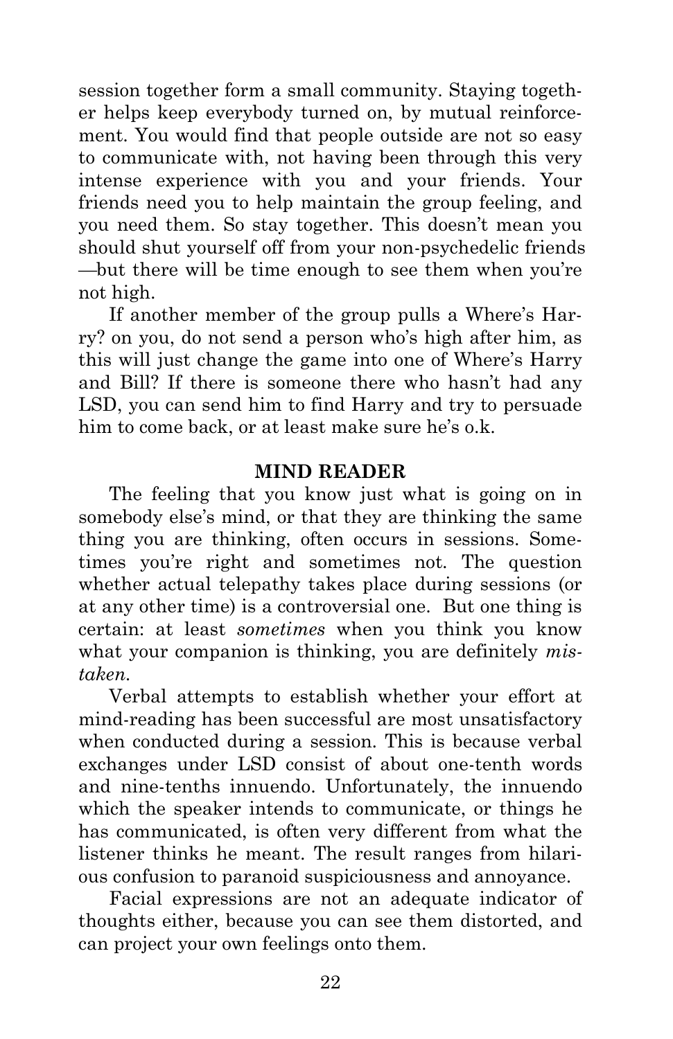session together form a small community. Staying together helps keep everybody turned on, by mutual reinforcement. You would find that people outside are not so easy to communicate with, not having been through this very intense experience with you and your friends. Your friends need you to help maintain the group feeling, and you need them. So stay together. This doesn't mean you should shut yourself off from your non-psychedelic friends—but there will be time enough to see them when you're not high.

If another member of the group pulls a Where's Harry? on you, do not send a person who's high after him, as this will just change the game into one of Where's Harry and Bill? If there is someone there who hasn't had any LSD, you can send him to find Harry and try to persuade him to come back, or at least make sure he's o.k.

### MIND READER

The feeling that you know just what is going on in somebody else's mind, or that they are thinking the same thing you are thinking, often occurs in sessions. Sometimes you're right and sometimes not. The question whether actual telepathy takes place during sessions (or at any other time) is a controversial one. But one thing is certain: at least *sometimes* when you think you know what your companion is thinking, you are definitely *mistaken*.

Verbal attempts to establish whether your effort at mind-reading has been successful are most unsatisfactory when conducted during a session. This is because verbal exchanges under LSD consist of about one-tenth words and nine-tenths innuendo. Unfortunately, the innuendo which the speaker intends to communicate, or things he has communicated, is often very different from what the listener thinks he meant. The result ranges from hilarious confusion to paranoid suspiciousness and annoyance.

Facial expressions are not an adequate indicator of thoughts either, because you can see them distorted, and can project your own feelings onto them.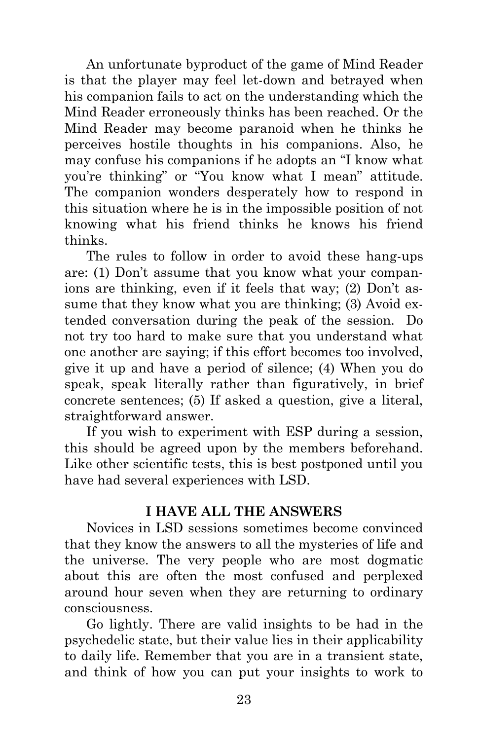An unfortunate byproduct of the game of Mind Reader is that the player may feel let-down and betrayed when his companion fails to act on the understanding which the Mind Reader erroneously thinks has been reached. Or the Mind Reader may become paranoid when he thinks he perceives hostile thoughts in his companions. Also, he may confuse his companions if he adopts an "I know what you're thinking" or "You know what I mean" attitude. The companion wonders desperately how to respond in this situation where he is in the impossible position of not knowing what his friend thinks he knows his friend thinks.

The rules to follow in order to avoid these hang-ups are: (1) Don't assume that you know what your companions are thinking, even if it feels that way; (2) Don't assume that they know what you are thinking; (3) Avoid extended conversation during the peak of the session. Do not try too hard to make sure that you understand what one another are saying; if this effort becomes too involved, give it up and have a period of silence; (4) When you do speak, speak literally rather than figuratively, in brief concrete sentences; (5) If asked a question, give a literal, straightforward answer.

If you wish to experiment with ESP during a session, this should be agreed upon by the members beforehand. Like other scientific tests, this is best postponed until you have had several experiences with LSD.

## I HAVE ALL THE ANSWERS

Novices in LSD sessions sometimes become convinced that they know the answers to all the mysteries of life and the universe. The very people who are most dogmatic about this are often the most confused and perplexed around hour seven when they are returning to ordinary consciousness.

Go lightly. There are valid insights to be had in the psychedelic state, but their value lies in their applicability to daily life. Remember that you are in a transient state, and think of how you can put your insights to work to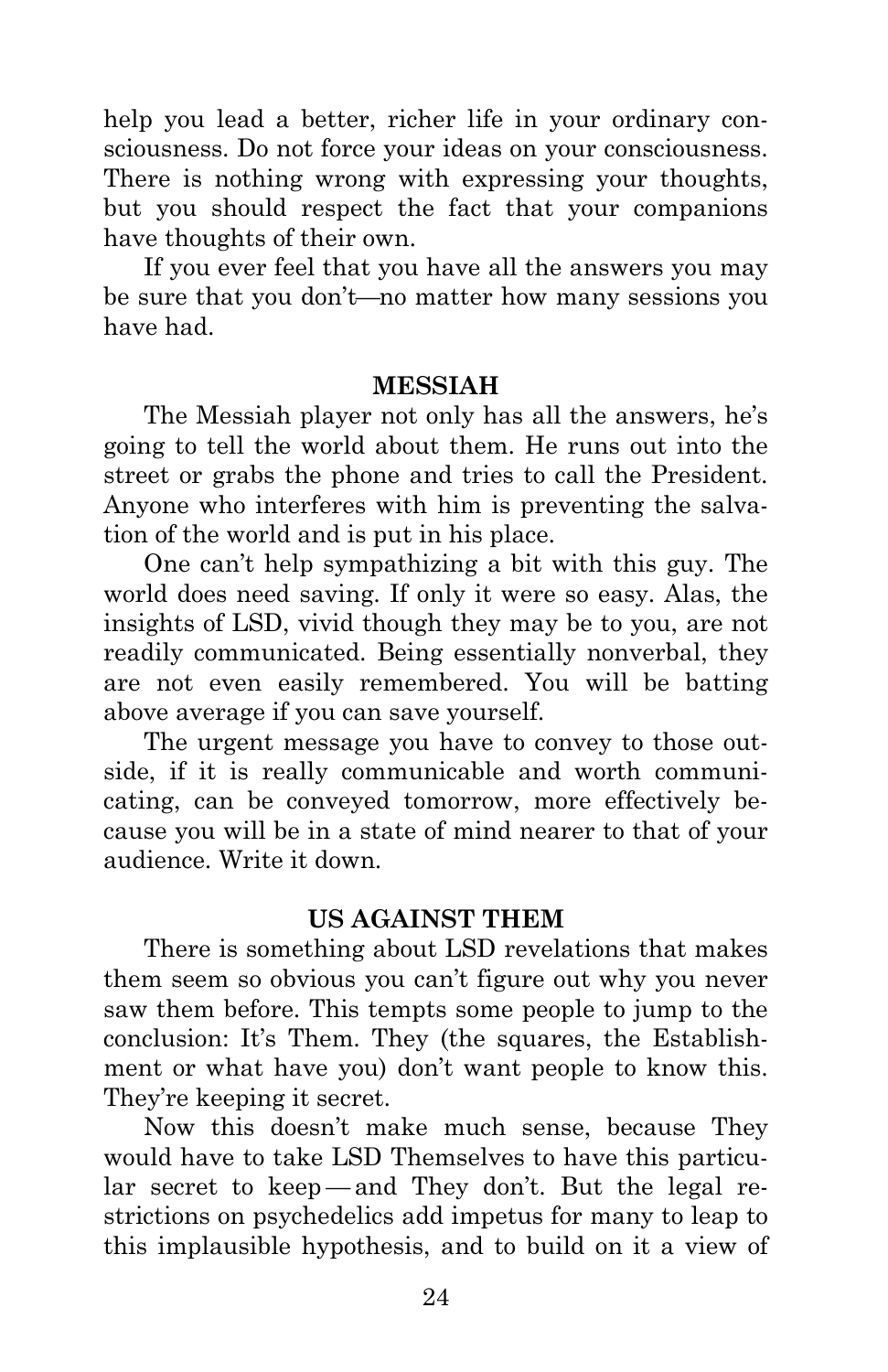help you lead a better, richer life in your ordinary consciousness. Do not force your ideas on your consciousness. There is nothing wrong with expressing your thoughts, but you should respect the fact that your companions have thoughts of their own.

If you ever feel that you have all the answers you may be sure that you don't—no matter how many sessions you have had.

## MESSIAH

The Messiah player not only has all the answers, he's going to tell the world about them. He runs out into the street or grabs the phone and tries to call the President. Anyone who interferes with him is preventing the salvation of the world and is put in his place.

One can't help sympathizing a bit with this guy. The world does need saving. If only it were so easy. Alas, the insights of LSD, vivid though they may be to you, are not readily communicated. Being essentially nonverbal, they are not even easily remembered. You will be batting above average if you can save yourself.

The urgent message you have to convey to those outside, if it is really communicable and worth communicating, can be conveyed tomorrow, more effectively because you will be in a state of mind nearer to that of your audience. Write it down.

## US AGAINST THEM

There is something about LSD revelations that makes them seem so obvious you can't figure out why you never saw them before. This tempts some people to jump to the conclusion: It's Them. They (the squares, the Establishment or what have you) don't want people to know this. They're keeping it secret.

Now this doesn't make much sense, because They would have to take LSD Themselves to have this particular secret to keep — and They don't. But the legal restrictions on psychedelics add impetus for many to leap to this implausible hypothesis, and to build on it a view of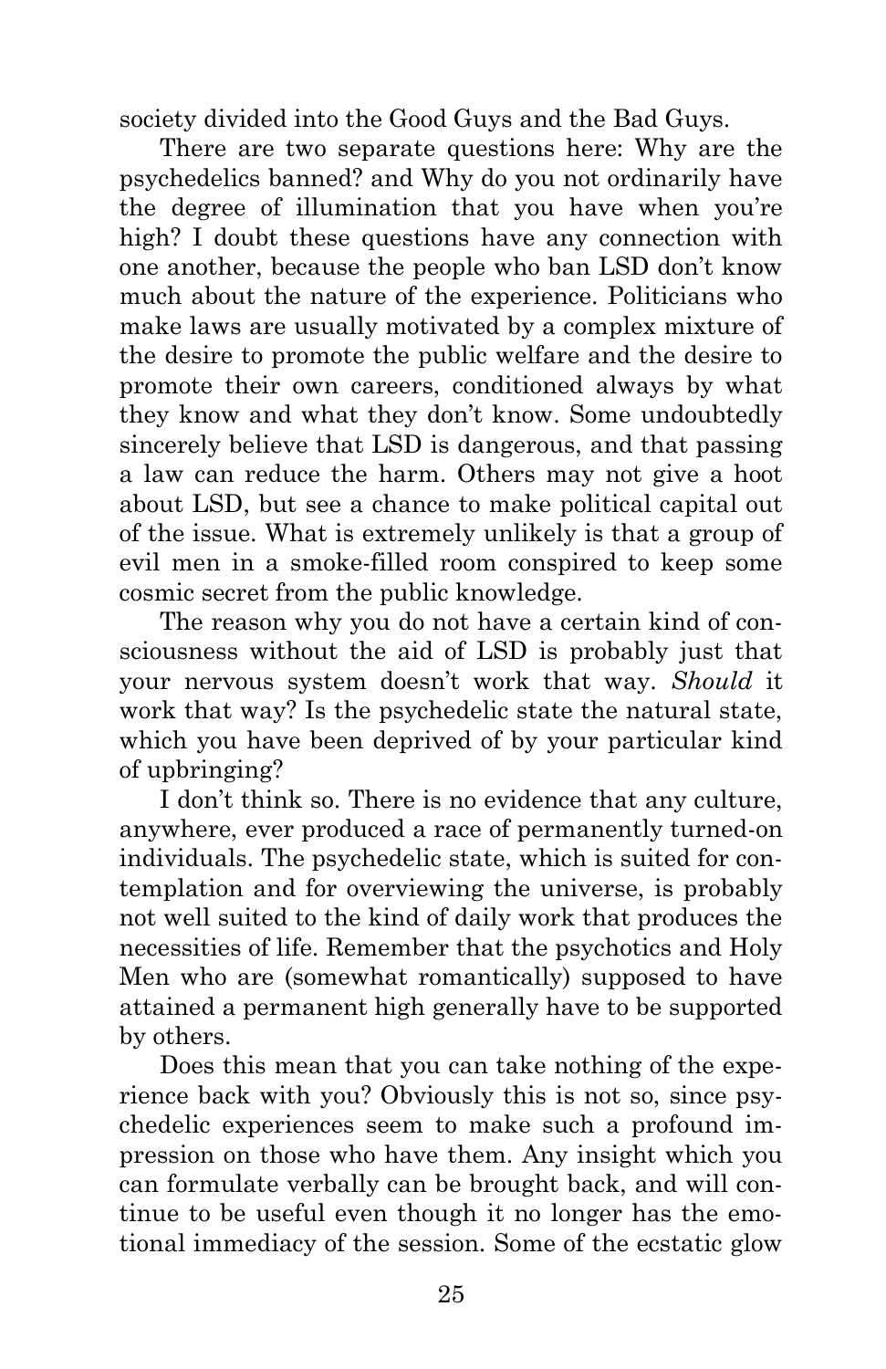society divided into the Good Guys and the Bad Guys.

There are two separate questions here: Why are the psychedelics banned? and Why do you not ordinarily have the degree of illumination that you have when you're high? I doubt these questions have any connection with one another, because the people who ban LSD don't know much about the nature of the experience. Politicians who make laws are usually motivated by a complex mixture of the desire to promote the public welfare and the desire to promote their own careers, conditioned always by what they know and what they don't know. Some undoubtedly sincerely believe that LSD is dangerous, and that passing a law can reduce the harm. Others may not give a hoot about LSD, but see a chance to make political capital out of the issue. What is extremely unlikely is that a group of evil men in a smoke-filled room conspired to keep some cosmic secret from the public knowledge.

The reason why you do not have a certain kind of consciousness without the aid of LSD is probably just that your nervous system doesn't work that way. *Should* it work that way? Is the psychedelic state the natural state, which you have been deprived of by your particular kind of upbringing?

I don't think so. There is no evidence that any culture, anywhere, ever produced a race of permanently turned-on individuals. The psychedelic state, which is suited for contemplation and for overviewing the universe, is probably not well suited to the kind of daily work that produces the necessities of life. Remember that the psychotics and Holy Men who are (somewhat romantically) supposed to have attained a permanent high generally have to be supported by others.

Does this mean that you can take nothing of the experience back with you? Obviously this is not so, since psychedelic experiences seem to make such a profound impression on those who have them. Any insight which you can formulate verbally can be brought back, and will continue to be useful even though it no longer has the emotional immediacy of the session. Some of the ecstatic glow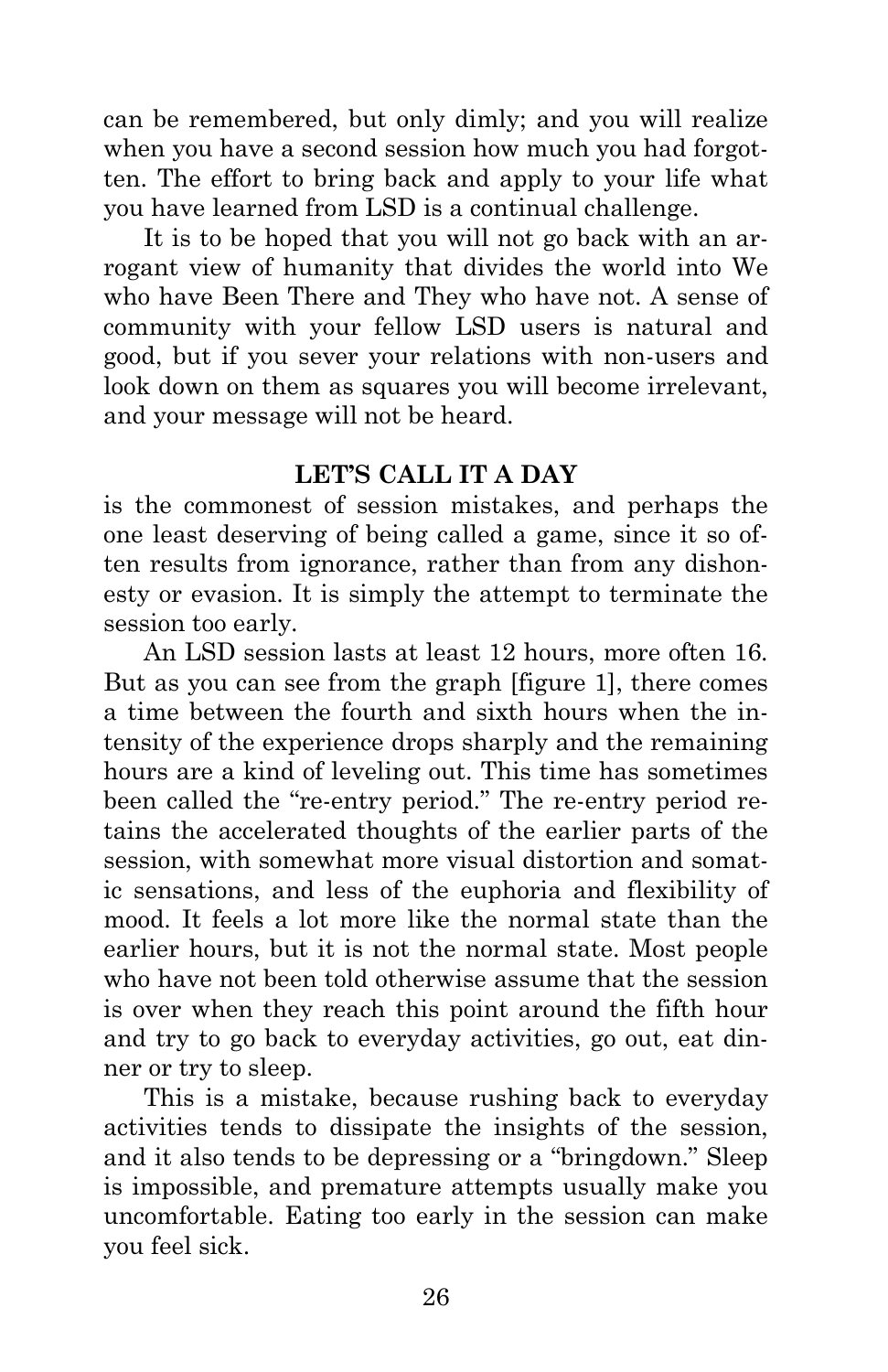can be remembered, but only dimly; and you will realize when you have a second session how much you had forgotten. The effort to bring back and apply to your life what you have learned from LSD is a continual challenge.

It is to be hoped that you will not go back with an arrogant view of humanity that divides the world into We who have Been There and They who have not. A sense of community with your fellow LSD users is natural and good, but if you sever your relations with non-users and look down on them as squares you will become irrelevant, and your message will not be heard.

**LET'S CALL IT A DAY**

is the commonest of session mistakes, and perhaps the one least deserving of being called a game, since it so often results from ignorance, rather than from any dishonesty or evasion. It is simply the attempt to terminate the session too early.

An LSD session lasts at least 12 hours, more often 16. But as you can see from the graph [figure 1], there comes a time between the fourth and sixth hours when the intensity of the experience drops sharply and the remaining hours are a kind of leveling out. This time has sometimes been called the "re-entry period." The re-entry period retains the accelerated thoughts of the earlier parts of the session, with somewhat more visual distortion and somatic sensations, and less of the euphoria and flexibility of mood. It feels a lot more like the normal state than the earlier hours, but it is not the normal state. Most people who have not been told otherwise assume that the session is over when they reach this point around the fifth hour and try to go back to everyday activities, go out, eat dinner or try to sleep.

This is a mistake, because rushing back to everyday activities tends to dissipate the insights of the session, and it also tends to be depressing or a "bringdown." Sleep is impossible, and premature attempts usually make you uncomfortable. Eating too early in the session can make you feel sick.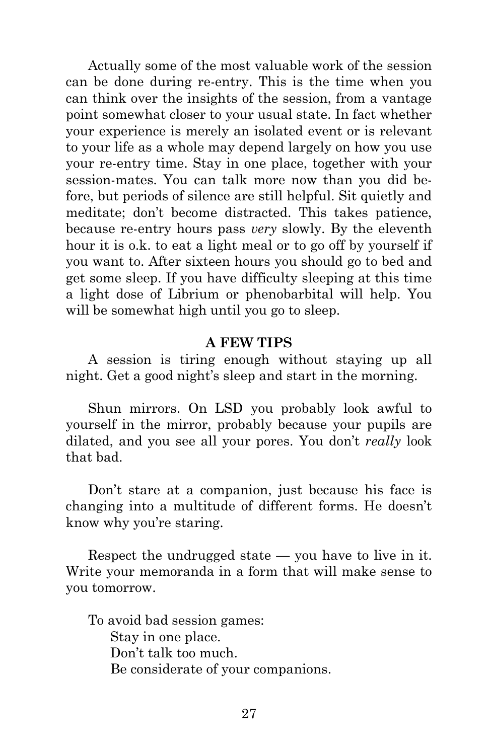Actually some of the most valuable work of the session can be done during re-entry. This is the time when you can think over the insights of the session, from a vantage point somewhat closer to your usual state. In fact whether your experience is merely an isolated event or is relevant to your life as a whole may depend largely on how you use your re-entry time. Stay in one place, together with your session-mates. You can talk more now than you did before, but periods of silence are still helpful. Sit quietly and meditate; don't become distracted. This takes patience, because re-entry hours pass *very* slowly. By the eleventh hour it is o.k. to eat a light meal or to go off by yourself if you want to. After sixteen hours you should go to bed and get some sleep. If you have difficulty sleeping at this time a light dose of Librium or phenobarbital will help. You will be somewhat high until you go to sleep.

## A FEW TIPS

A session is tiring enough without staying up all night. Get a good night's sleep and start in the morning.

Shun mirrors. On LSD you probably look awful to yourself in the mirror, probably because your pupils are dilated, and you see all your pores. You don't *really* look that bad.

Don't stare at a companion, just because his face is changing into a multitude of different forms. He doesn't know why you're staring.

Respect the undrugged state — you have to live in it. Write your memoranda in a form that will make sense to you tomorrow.

To avoid bad session games:

- Stay in one place.
- Don't talk too much.
- Be considerate of your companions.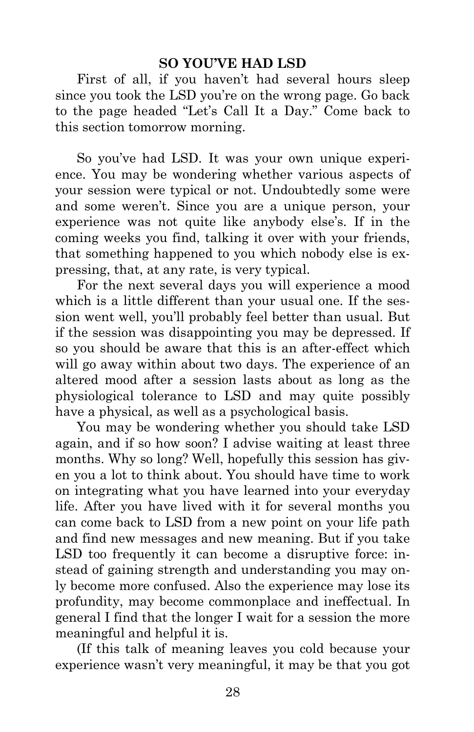## SO YOU'VE HAD LSD

First of all, if you haven't had several hours sleep since you took the LSD you're on the wrong page. Go back to the page headed "Let's Call It a Day." Come back to this section tomorrow morning.

So you've had LSD. It was your own unique experience. You may be wondering whether various aspects of your session were typical or not. Undoubtedly some were and some weren't. Since you are a unique person, your experience was not quite like anybody else's. If in the coming weeks you find, talking it over with your friends, that something happened to you which nobody else is expressing, that, at any rate, is very typical.

For the next several days you will experience a mood which is a little different than your usual one. If the session went well, you'll probably feel better than usual. But if the session was disappointing you may be depressed. If so you should be aware that this is an after-effect which will go away within about two days. The experience of an altered mood after a session lasts about as long as the physiological tolerance to LSD and may quite possibly have a physical, as well as a psychological basis.

You may be wondering whether you should take LSD again, and if so how soon? I advise waiting at least three months. Why so long? Well, hopefully this session has given you a lot to think about. You should have time to work on integrating what you have learned into your everyday life. After you have lived with it for several months you can come back to LSD from a new point on your life path and find new messages and new meaning. But if you take LSD too frequently it can become a disruptive force: instead of gaining strength and understanding you may only become more confused. Also the experience may lose its profundity, may become commonplace and ineffectual. In general I find that the longer I wait for a session the more meaningful and helpful it is.

(If this talk of meaning leaves you cold because your experience wasn't very meaningful, it may be that you got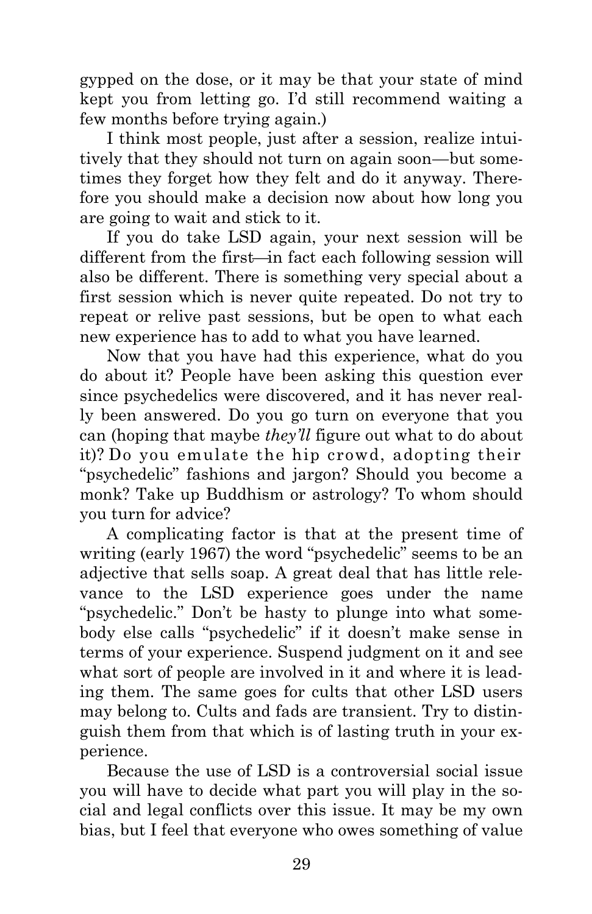gypped on the dose, or it may be that your state of mind kept you from letting go. I'd still recommend waiting a few months before trying again.)

I think most people, just after a session, realize intuitively that they should not turn on again soon—but sometimes they forget how they felt and do it anyway. Therefore you should make a decision now about how long you are going to wait and stick to it.

If you do take LSD again, your next session will be different from the first—in fact each following session will also be different. There is something very special about a first session which is never quite repeated. Do not try to repeat or relive past sessions, but be open to what each new experience has to add to what you have learned.

Now that you have had this experience, what do you do about it? People have been asking this question ever since psychedelics were discovered, and it has never really been answered. Do you go turn on everyone that you can (hoping that maybe *they'll* figure out what to do about it)? Do you emulate the hip crowd, adopting their "psychedelic" fashions and jargon? Should you become a monk? Take up Buddhism or astrology? To whom should you turn for advice?

A complicating factor is that at the present time of writing (early 1967) the word "psychedelic" seems to be an adjective that sells soap. A great deal that has little relevance to the LSD experience goes under the name "psychedelic." Don't be hasty to plunge into what somebody else calls "psychedelic" if it doesn't make sense in terms of your experience. Suspend judgment on it and see what sort of people are involved in it and where it is leading them. The same goes for cults that other LSD users may belong to. Cults and fads are transient. Try to distinguish them from that which is of lasting truth in your experience.

Because the use of LSD is a controversial social issue you will have to decide what part you will play in the social and legal conflicts over this issue. It may be my own bias, but I feel that everyone who owes something of value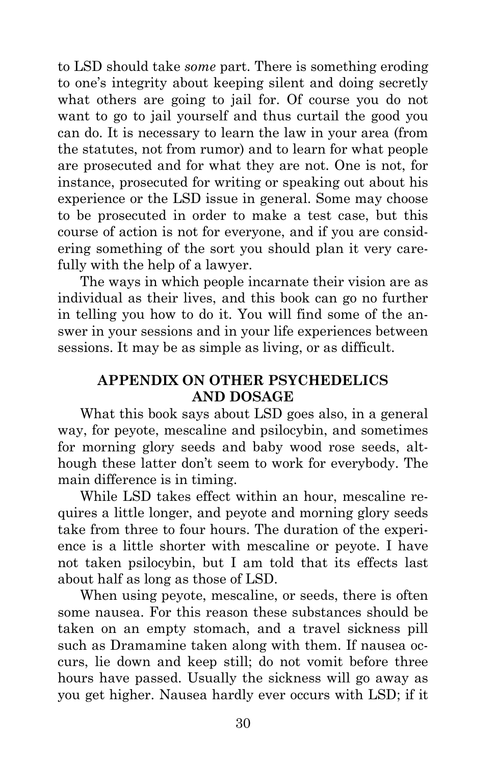to LSD should take *some* part. There is something eroding to one's integrity about keeping silent and doing secretly what others are going to jail for. Of course you do not want to go to jail yourself and thus curtail the good you can do. It is necessary to learn the law in your area (from the statutes, not from rumor) and to learn for what people are prosecuted and for what they are not. One is not, for instance, prosecuted for writing or speaking out about his experience or the LSD issue in general. Some may choose to be prosecuted in order to make a test case, but this course of action is not for everyone, and if you are considering something of the sort you should plan it very carefully with the help of a lawyer.

The ways in which people incarnate their vision are as individual as their lives, and this book can go no further in telling you how to do it. You will find some of the answer in your sessions and in your life experiences between sessions. It may be as simple as living, or as difficult.

## APPENDIX ON OTHER PSYCHEDELICS AND DOSAGE

What this book says about LSD goes also, in a general way, for peyote, mescaline and psilocybin, and sometimes for morning glory seeds and baby wood rose seeds, although these latter don't seem to work for everybody. The main difference is in timing.

While LSD takes effect within an hour, mescaline requires a little longer, and peyote and morning glory seeds take from three to four hours. The duration of the experience is a little shorter with mescaline or peyote. I have not taken psilocybin, but I am told that its effects last about half as long as those of LSD.

When using peyote, mescaline, or seeds, there is often some nausea. For this reason these substances should be taken on an empty stomach, and a travel sickness pill such as Dramamine taken along with them. If nausea occurs, lie down and keep still; do not vomit before three hours have passed. Usually the sickness will go away as you get higher. Nausea hardly ever occurs with LSD; if it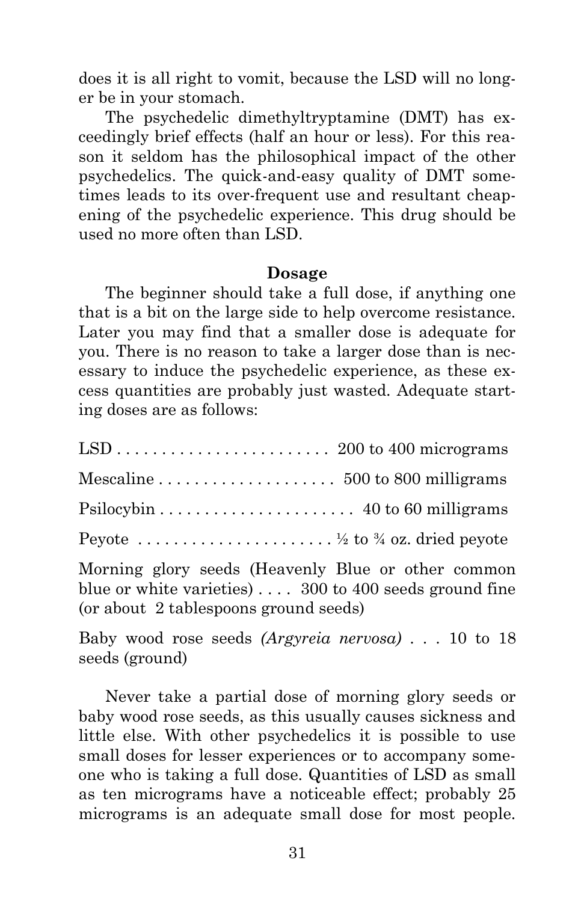does it is all right to vomit, because the LSD will no longer be in your stomach.

The psychedelic dimethyltryptamine (DMT) has exceedingly brief effects (half an hour or less). For this reason it seldom has the philosophical impact of the other psychedelics. The quick-and-easy quality of DMT sometimes leads to its over-frequent use and resultant cheapening of the psychedelic experience. This drug should be used no more often than LSD.

### Dosage

The beginner should take a full dose, if anything one that is a bit on the large side to help overcome resistance. Later you may find that a smaller dose is adequate for you. There is no reason to take a larger dose than is necessary to induce the psychedelic experience, as these excess quantities are probably just wasted. Adequate starting doses are as follows:

LSD . . . . . . . . . . . . . . . . . . . . . . . 200 to 400 micrograms

Mescaline . . . . . . . . . . . . . . . . . . . 500 to 800 milligrams

Psilocybin . . . . . . . . . . . . . . . . . . . . . 40 to 60 milligrams

Peyote . . . . . . . . . . . . . . . . . . . . . ½ to ¾ oz. dried peyote

Morning glory seeds (Heavenly Blue or other common blue or white varieties) . . . . 300 to 400 seeds ground fine (or about 2 tablespoons ground seeds)

Baby wood rose seeds *(Argyreia nervosa)* . . . 10 to 18 seeds (ground)

Never take a partial dose of morning glory seeds or baby wood rose seeds, as this usually causes sickness and little else. With other psychedelics it is possible to use small doses for lesser experiences or to accompany someone who is taking a full dose. Quantities of LSD as small as ten micrograms have a noticeable effect; probably 25 micrograms is an adequate small dose for most people.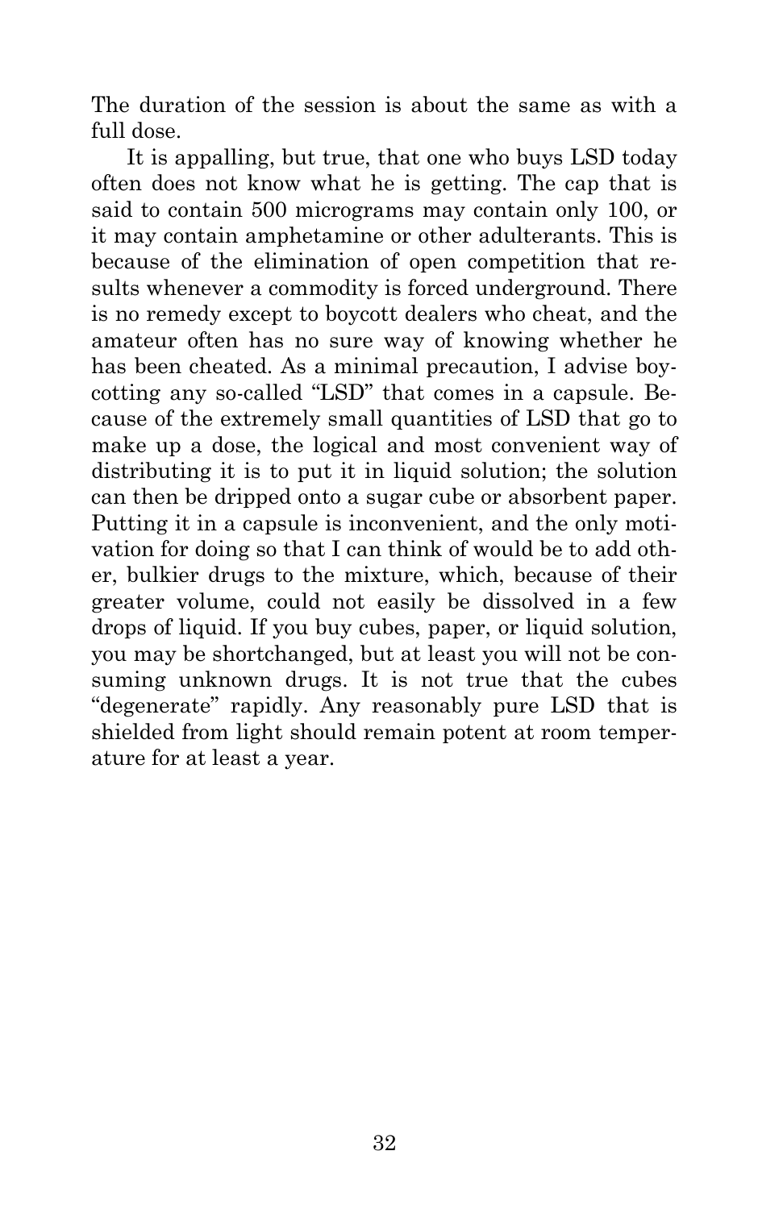The duration of the session is about the same as with a full dose.

It is appalling, but true, that one who buys LSD today often does not know what he is getting. The cap that is said to contain 500 micrograms may contain only 100, or it may contain amphetamine or other adulterants. This is because of the elimination of open competition that results whenever a commodity is forced underground. There is no remedy except to boycott dealers who cheat, and the amateur often has no sure way of knowing whether he has been cheated. As a minimal precaution, I advise boycotting any so-called "LSD" that comes in a capsule. Because of the extremely small quantities of LSD that go to make up a dose, the logical and most convenient way of distributing it is to put it in liquid solution; the solution can then be dripped onto a sugar cube or absorbent paper. Putting it in a capsule is inconvenient, and the only motivation for doing so that I can think of would be to add other, bulkier drugs to the mixture, which, because of their greater volume, could not easily be dissolved in a few drops of liquid. If you buy cubes, paper, or liquid solution, you may be shortchanged, but at least you will not be consuming unknown drugs. It is not true that the cubes "degenerate" rapidly. Any reasonably pure LSD that is shielded from light should remain potent at room temperature for at least a year.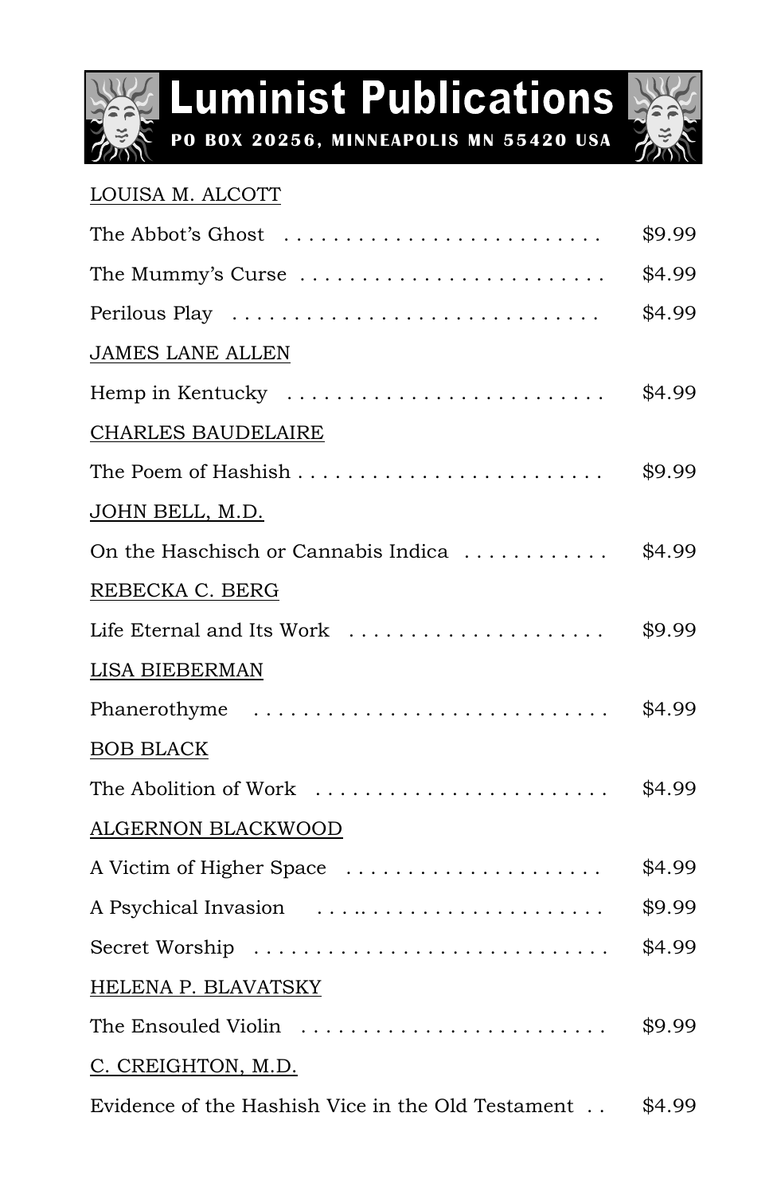# Luminist Publications

**PO BOX 20256, MINNEAPOLIS MN 55420 USA**

<u>LOUISA M. ALCOTT</u>

The Abbot's Ghost . . . . . . . . . . . . . . . . . . . . . . . . . . $9.99

The Mummy's Curse . . . . . . . . . . . . . . . . . . . . . . . . . $4.99

Perilous Play . . . . . . . . . . . . . . . . . . . . . . . . . . . . . . $4.99

<u>JAMES LANE ALLEN</u>

Hemp in Kentucky . . . . . . . . . . . . . . . . . . . . . . . . . . $4.99

<u>CHARLES BAUDELAIRE</u>

The Poem of Hashish . . . . . . . . . . . . . . . . . . . . . . . . . $9.99

<u>JOHN BELL, M.D.</u>

On the Haschisch or Cannabis Indica . . . . . . . . . . . . $4.99

<u>REBECKA C. BERG</u>

Life Eternal and Its Work . . . . . . . . . . . . . . . . . . . . . $9.99

<u>LISA BIEBERMAN</u>

Phanerothyme . . . . . . . . . . . . . . . . . . . . . . . . . . . . . $4.99

<u>BOB BLACK</u>

The Abolition of Work . . . . . . . . . . . . . . . . . . . . . . . . $4.99

<u>ALGERNON BLACKWOOD</u>

A Victim of Higher Space . . . . . . . . . . . . . . . . . . . . . $4.99

A Psychical Invasion . . . .. . . . . . . . . . . . . . . . . . . . $9.99

Secret Worship . . . . . . . . . . . . . . . . . . . . . . . . . . . . $4.99

<u>HELENA P. BLAVATSKY</u>

The Ensouled Violin . . . . . . . . . . . . . . . . . . . . . . . . . $9.99

<u>C. CREIGHTON, M.D.</u>

Evidence of the Hashish Vice in the Old Testament . . $4.99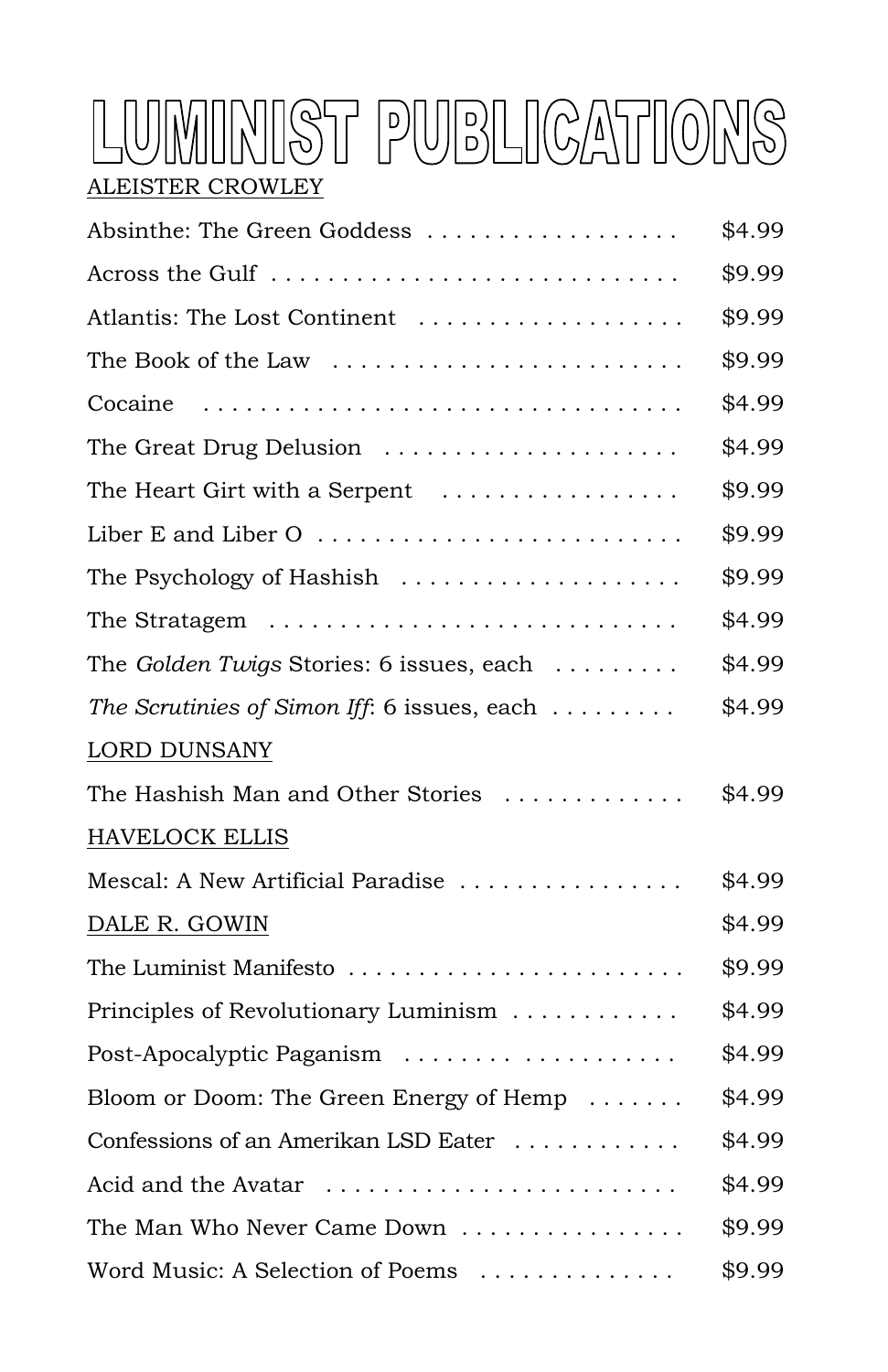# LUMINIST PUBLICATIONS

ALEISTER CROWLEY

| | |
|---|---|
| Absinthe: The Green Goddess | $4.99 |
| Across the Gulf | $9.99 |
| Atlantis: The Lost Continent | $9.99 |
| The Book of the Law | $9.99 |
| Cocaine | $4.99 |
| The Great Drug Delusion | $4.99 |
| The Heart Girt with a Serpent | $9.99 |
| Liber E and Liber O | $9.99 |
| The Psychology of Hashish | $9.99 |
| The Stratagem | $4.99 |
| The *Golden Twigs* Stories: 6 issues, each | $4.99 |
| *The Scrutinies of Simon Iff*: 6 issues, each | $4.99 |

LORD DUNSANY

| | |
|---|---|
| The Hashish Man and Other Stories | $4.99 |

HAVELOCK ELLIS

| | |
|---|---|
| Mescal: A New Artificial Paradise | $4.99 |

DALE R. GOWIN $4.99

| | |
|---|---|
| The Luminist Manifesto | $9.99 |
| Principles of Revolutionary Luminism | $4.99 |
| Post-Apocalyptic Paganism | $4.99 |
| Bloom or Doom: The Green Energy of Hemp | $4.99 |
| Confessions of an Amerikan LSD Eater | $4.99 |
| Acid and the Avatar | $4.99 |
| The Man Who Never Came Down | $9.99 |
| Word Music: A Selection of Poems | $9.99 |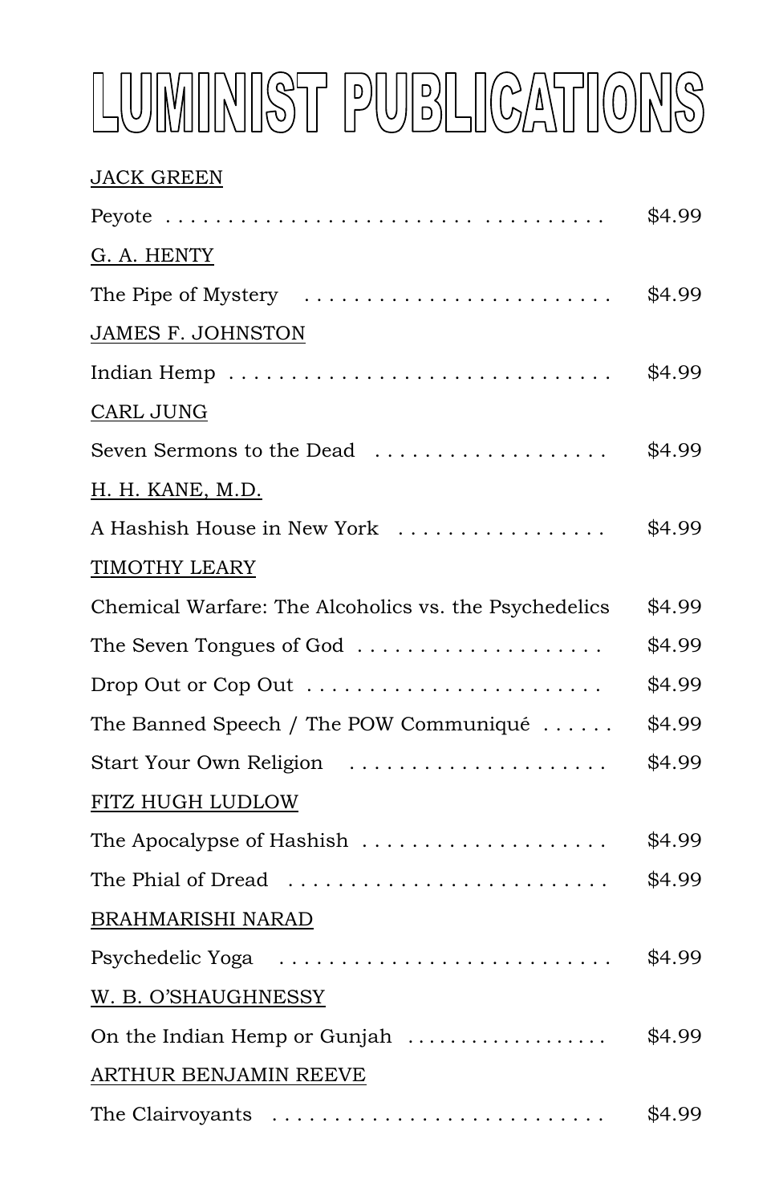# LUMINIST PUBLICATIONS

JACK GREEN

Peyote . . . . . . . . . . . . . . . . . . . . . . . . . . . . . . . $4.99

G. A. HENTY

The Pipe of Mystery . . . . . . . . . . . . . . . . . . . . . . . . $4.99

JAMES F. JOHNSTON

Indian Hemp . . . . . . . . . . . . . . . . . . . . . . . . . . . . . $4.99

CARL JUNG

Seven Sermons to the Dead . . . . . . . . . . . . . . . . . . $4.99

H. H. KANE, M.D.

A Hashish House in New York . . . . . . . . . . . . . . . . . $4.99

TIMOTHY LEARY

Chemical Warfare: The Alcoholics vs. the Psychedelics $4.99

The Seven Tongues of God . . . . . . . . . . . . . . . . . . . $4.99

Drop Out or Cop Out . . . . . . . . . . . . . . . . . . . . . . . $4.99

The Banned Speech / The POW Communiqué . . . . . . $4.99

Start Your Own Religion . . . . . . . . . . . . . . . . . . . . $4.99

FITZ HUGH LUDLOW

The Apocalypse of Hashish . . . . . . . . . . . . . . . . . . . $4.99

The Phial of Dread . . . . . . . . . . . . . . . . . . . . . . . . $4.99

BRAHMARISHI NARAD

Psychedelic Yoga . . . . . . . . . . . . . . . . . . . . . . . . . . $4.99

W. B. O'SHAUGHNESSY

On the Indian Hemp or Gunjah . . . . . . . . . . . . . . . . $4.99

ARTHUR BENJAMIN REEVE

The Clairvoyants . . . . . . . . . . . . . . . . . . . . . . . . . . $4.99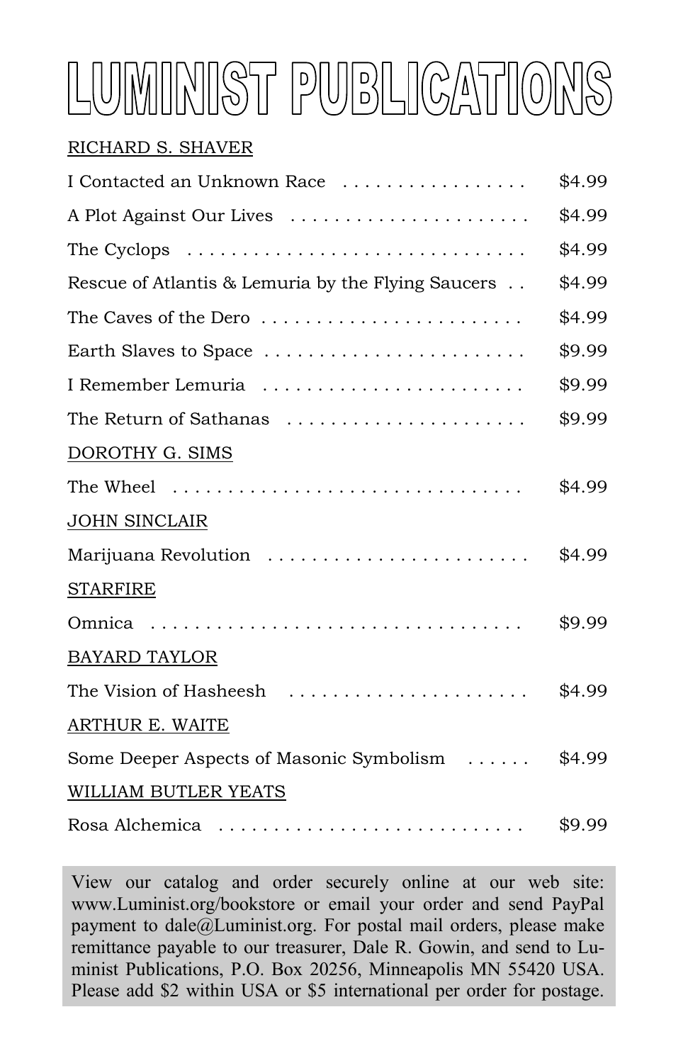# LUMINIST PUBLICATIONS

RICHARD S. SHAVER

| | |
|---|---|
| I Contacted an Unknown Race | $4.99 |
| A Plot Against Our Lives | $4.99 |
| The Cyclops | $4.99 |
| Rescue of Atlantis & Lemuria by the Flying Saucers | $4.99 |
| The Caves of the Dero | $4.99 |
| Earth Slaves to Space | $9.99 |
| I Remember Lemuria | $9.99 |
| The Return of Sathanas | $9.99 |

DOROTHY G. SIMS

| | |
|---|---|
| The Wheel | $4.99 |

JOHN SINCLAIR

| | |
|---|---|
| Marijuana Revolution | $4.99 |

STARFIRE

| | |
|---|---|
| Omnica | $9.99 |

BAYARD TAYLOR

| | |
|---|---|
| The Vision of Hasheesh | $4.99 |

ARTHUR E. WAITE

| | |
|---|---|
| Some Deeper Aspects of Masonic Symbolism | $4.99 |

WILLIAM BUTLER YEATS

| | |
|---|---|
| Rosa Alchemica | $9.99 |

View our catalog and order securely online at our web site: www.Luminist.org/bookstore or email your order and send PayPal payment to dale@Luminist.org. For postal mail orders, please make remittance payable to our treasurer, Dale R. Gowin, and send to Luminist Publications, P.O. Box 20256, Minneapolis MN 55420 USA. Please add $2 within USA or $5 international per order for postage.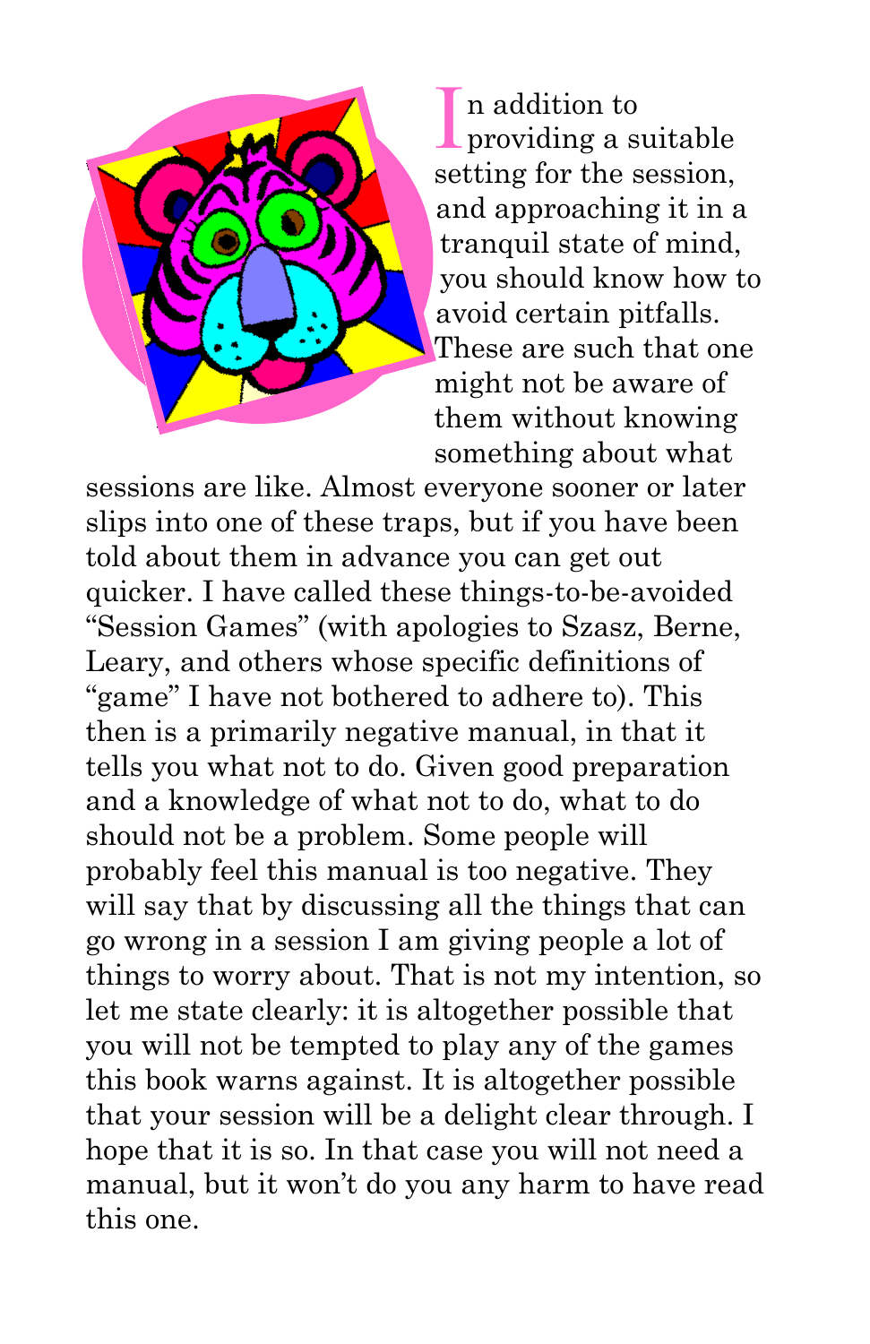In addition to providing a suitable setting for the session, and approaching it in a tranquil state of mind, you should know how to avoid certain pitfalls. These are such that one might not be aware of them without knowing something about what sessions are like. Almost everyone sooner or later slips into one of these traps, but if you have been told about them in advance you can get out quicker. I have called these things-to-be-avoided "Session Games" (with apologies to Szasz, Berne, Leary, and others whose specific definitions of "game" I have not bothered to adhere to). This then is a primarily negative manual, in that it tells you what not to do. Given good preparation and a knowledge of what not to do, what to do should not be a problem. Some people will probably feel this manual is too negative. They will say that by discussing all the things that can go wrong in a session I am giving people a lot of things to worry about. That is not my intention, so let me state clearly: it is altogether possible that you will not be tempted to play any of the games this book warns against. It is altogether possible that your session will be a delight clear through. I hope that it is so. In that case you will not need a manual, but it won't do you any harm to have read this one.